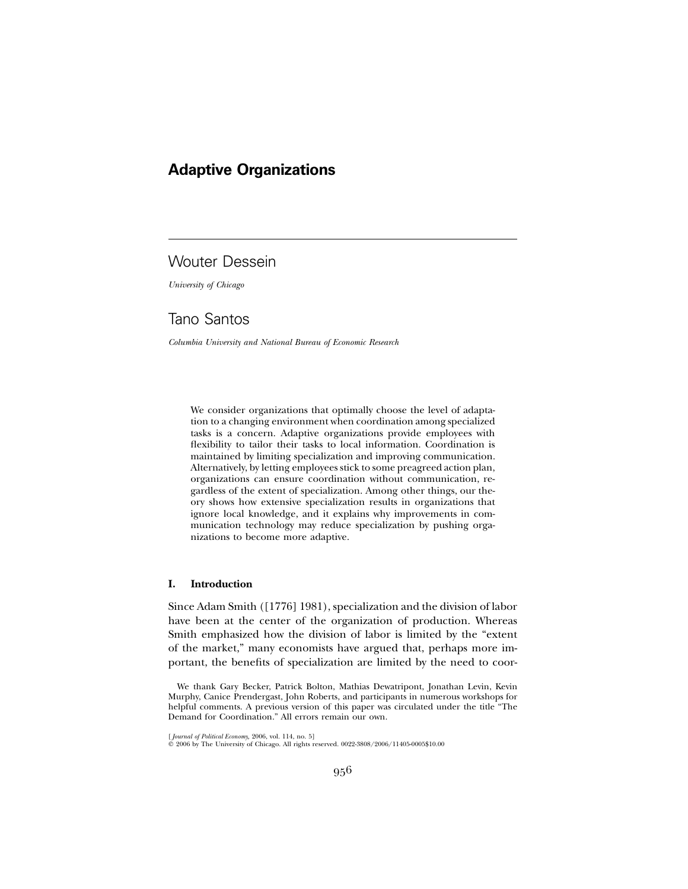# Adaptive Organizations

## Wouter Dessein

*University of Chicago*

## Tano Santos

*Columbia University and National Bureau of Economic Research*

We consider organizations that optimally choose the level of adaptation to a changing environment when coordination among specialized tasks is a concern. Adaptive organizations provide employees with flexibility to tailor their tasks to local information. Coordination is maintained by limiting specialization and improving communication. Alternatively, by letting employees stick to some preagreed action plan, organizations can ensure coordination without communication, regardless of the extent of specialization. Among other things, our theory shows how extensive specialization results in organizations that ignore local knowledge, and it explains why improvements in communication technology may reduce specialization by pushing organizations to become more adaptive.

### I. Introduction

Since Adam Smith ([1776] 1981), specialization and the division of labor have been at the center of the organization of production. Whereas Smith emphasized how the division of labor is limited by the "extent of the market," many economists have argued that, perhaps more important, the benefits of specialization are limited by the need to coor-

We thank Gary Becker, Patrick Bolton, Mathias Dewatripont, Jonathan Levin, Kevin Murphy, Canice Prendergast, John Roberts, and participants in numerous workshops for helpful comments. A previous version of this paper was circulated under the title "The Demand for Coordination." All errors remain our own.

[*Journal of Political Economy*, 2006, vol. 114, no. 5]
© 2006 by The University of Chicago. All rights reserved. 0022-3808/2006/11405-0005$10.00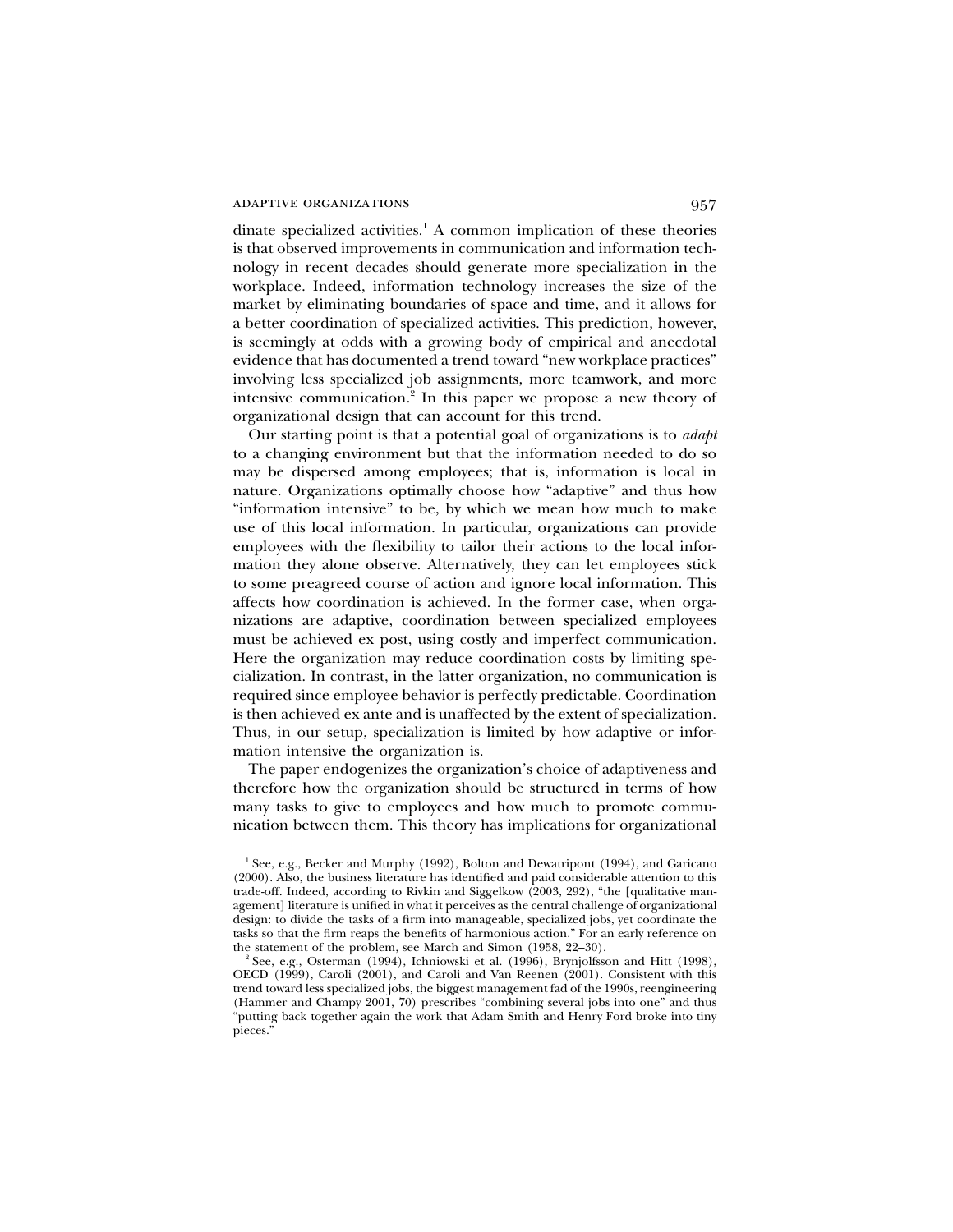dinate specialized activities.[1] A common implication of these theories is that observed improvements in communication and information technology in recent decades should generate more specialization in the workplace. Indeed, information technology increases the size of the market by eliminating boundaries of space and time, and it allows for a better coordination of specialized activities. This prediction, however, is seemingly at odds with a growing body of empirical and anecdotal evidence that has documented a trend toward "new workplace practices" involving less specialized job assignments, more teamwork, and more intensive communication.[2] In this paper we propose a new theory of organizational design that can account for this trend.

Our starting point is that a potential goal of organizations is to *adapt* to a changing environment but that the information needed to do so may be dispersed among employees; that is, information is local in nature. Organizations optimally choose how "adaptive" and thus how "information intensive" to be, by which we mean how much to make use of this local information. In particular, organizations can provide employees with the flexibility to tailor their actions to the local information they alone observe. Alternatively, they can let employees stick to some preagreed course of action and ignore local information. This affects how coordination is achieved. In the former case, when organizations are adaptive, coordination between specialized employees must be achieved ex post, using costly and imperfect communication. Here the organization may reduce coordination costs by limiting specialization. In contrast, in the latter organization, no communication is required since employee behavior is perfectly predictable. Coordination is then achieved ex ante and is unaffected by the extent of specialization. Thus, in our setup, specialization is limited by how adaptive or information intensive the organization is.

The paper endogenizes the organization's choice of adaptiveness and therefore how the organization should be structured in terms of how many tasks to give to employees and how much to promote communication between them. This theory has implications for organizational

[1] See, e.g., Becker and Murphy (1992), Bolton and Dewatripont (1994), and Garicano (2000). Also, the business literature has identified and paid considerable attention to this trade-off. Indeed, according to Rivkin and Siggelkow (2003, 292), "the [qualitative management] literature is unified in what it perceives as the central challenge of organizational design: to divide the tasks of a firm into manageable, specialized jobs, yet coordinate the tasks so that the firm reaps the benefits of harmonious action." For an early reference on the statement of the problem, see March and Simon (1958, 22–30).

[2] See, e.g., Osterman (1994), Ichniowski et al. (1996), Brynjolfsson and Hitt (1998), OECD (1999), Caroli (2001), and Caroli and Van Reenen (2001). Consistent with this trend toward less specialized jobs, the biggest management fad of the 1990s, reengineering (Hammer and Champy 2001, 70) prescribes "combining several jobs into one" and thus "putting back together again the work that Adam Smith and Henry Ford broke into tiny pieces."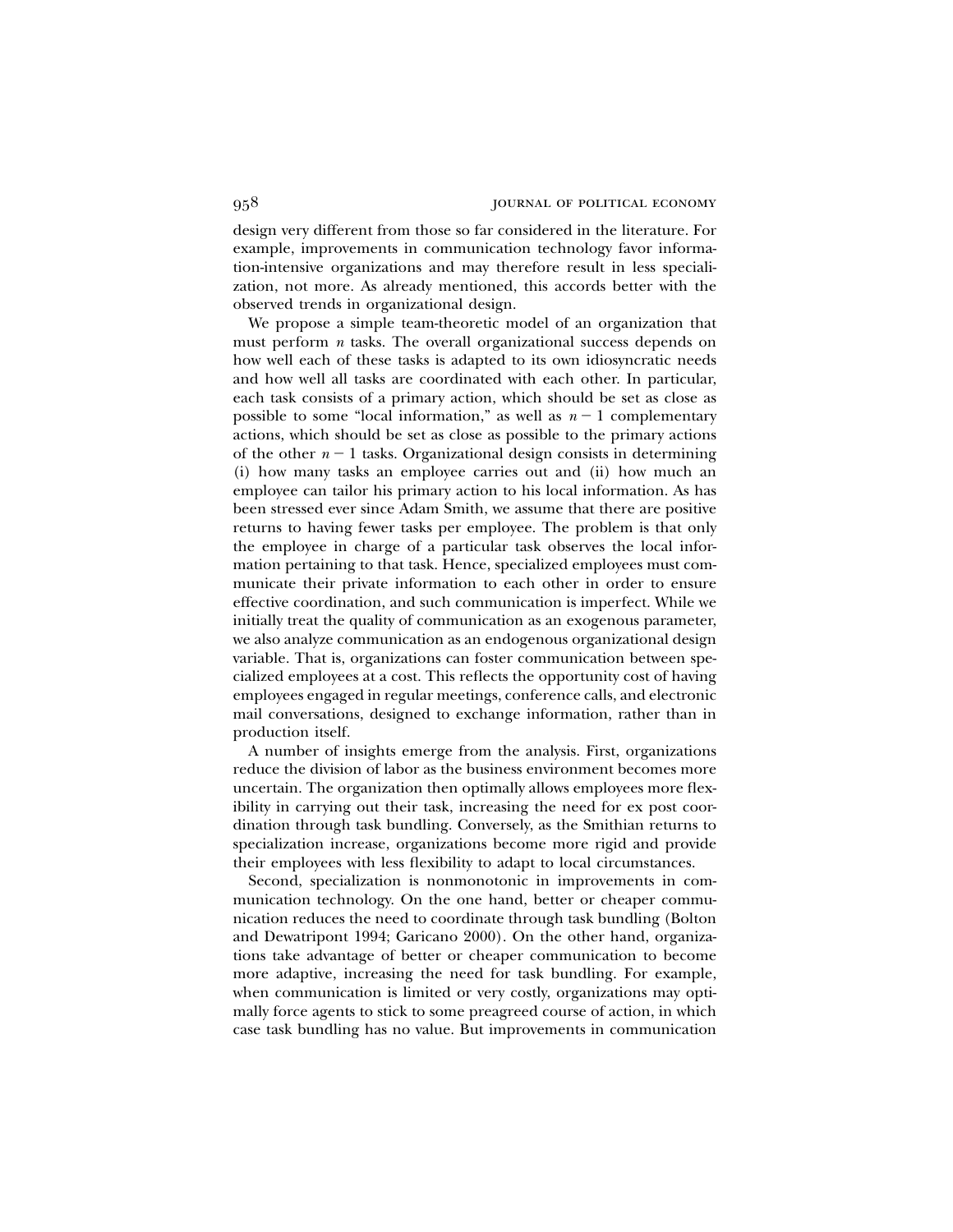design very different from those so far considered in the literature. For example, improvements in communication technology favor information-intensive organizations and may therefore result in less specialization, not more. As already mentioned, this accords better with the observed trends in organizational design.

We propose a simple team-theoretic model of an organization that must perform $n$ tasks. The overall organizational success depends on how well each of these tasks is adapted to its own idiosyncratic needs and how well all tasks are coordinated with each other. In particular, each task consists of a primary action, which should be set as close as possible to some "local information," as well as $n-1$ complementary actions, which should be set as close as possible to the primary actions of the other $n-1$ tasks. Organizational design consists in determining (i) how many tasks an employee carries out and (ii) how much an employee can tailor his primary action to his local information. As has been stressed ever since Adam Smith, we assume that there are positive returns to having fewer tasks per employee. The problem is that only the employee in charge of a particular task observes the local information pertaining to that task. Hence, specialized employees must communicate their private information to each other in order to ensure effective coordination, and such communication is imperfect. While we initially treat the quality of communication as an exogenous parameter, we also analyze communication as an endogenous organizational design variable. That is, organizations can foster communication between specialized employees at a cost. This reflects the opportunity cost of having employees engaged in regular meetings, conference calls, and electronic mail conversations, designed to exchange information, rather than in production itself.

A number of insights emerge from the analysis. First, organizations reduce the division of labor as the business environment becomes more uncertain. The organization then optimally allows employees more flexibility in carrying out their task, increasing the need for ex post coordination through task bundling. Conversely, as the Smithian returns to specialization increase, organizations become more rigid and provide their employees with less flexibility to adapt to local circumstances.

Second, specialization is nonmonotonic in improvements in communication technology. On the one hand, better or cheaper communication reduces the need to coordinate through task bundling (Bolton and Dewatripont 1994; Garicano 2000). On the other hand, organizations take advantage of better or cheaper communication to become more adaptive, increasing the need for task bundling. For example, when communication is limited or very costly, organizations may optimally force agents to stick to some preagreed course of action, in which case task bundling has no value. But improvements in communication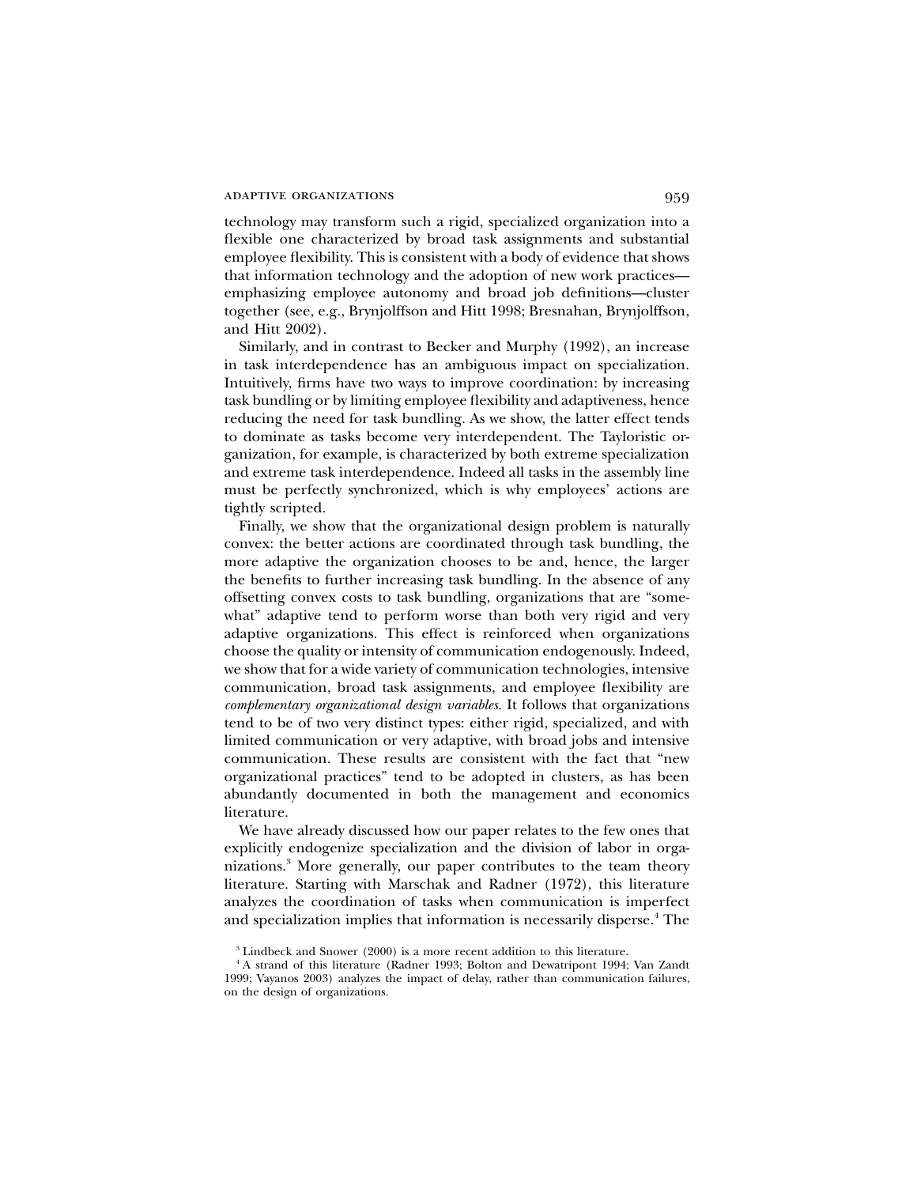technology may transform such a rigid, specialized organization into a flexible one characterized by broad task assignments and substantial employee flexibility. This is consistent with a body of evidence that shows that information technology and the adoption of new work practices—emphasizing employee autonomy and broad job definitions—cluster together (see, e.g., Brynjolffson and Hitt 1998; Bresnahan, Brynjolffson, and Hitt 2002).

Similarly, and in contrast to Becker and Murphy (1992), an increase in task interdependence has an ambiguous impact on specialization. Intuitively, firms have two ways to improve coordination: by increasing task bundling or by limiting employee flexibility and adaptiveness, hence reducing the need for task bundling. As we show, the latter effect tends to dominate as tasks become very interdependent. The Tayloristic organization, for example, is characterized by both extreme specialization and extreme task interdependence. Indeed all tasks in the assembly line must be perfectly synchronized, which is why employees' actions are tightly scripted.

Finally, we show that the organizational design problem is naturally convex: the better actions are coordinated through task bundling, the more adaptive the organization chooses to be and, hence, the larger the benefits to further increasing task bundling. In the absence of any offsetting convex costs to task bundling, organizations that are "somewhat" adaptive tend to perform worse than both very rigid and very adaptive organizations. This effect is reinforced when organizations choose the quality or intensity of communication endogenously. Indeed, we show that for a wide variety of communication technologies, intensive communication, broad task assignments, and employee flexibility are *complementary organizational design variables*. It follows that organizations tend to be of two very distinct types: either rigid, specialized, and with limited communication or very adaptive, with broad jobs and intensive communication. These results are consistent with the fact that "new organizational practices" tend to be adopted in clusters, as has been abundantly documented in both the management and economics literature.

We have already discussed how our paper relates to the few ones that explicitly endogenize specialization and the division of labor in organizations.[3] More generally, our paper contributes to the team theory literature. Starting with Marschak and Radner (1972), this literature analyzes the coordination of tasks when communication is imperfect and specialization implies that information is necessarily disperse.[4] The

[3] Lindbeck and Snower (2000) is a more recent addition to this literature.

[4] A strand of this literature (Radner 1993; Bolton and Dewatripont 1994; Van Zandt 1999; Vayanos 2003) analyzes the impact of delay, rather than communication failures, on the design of organizations.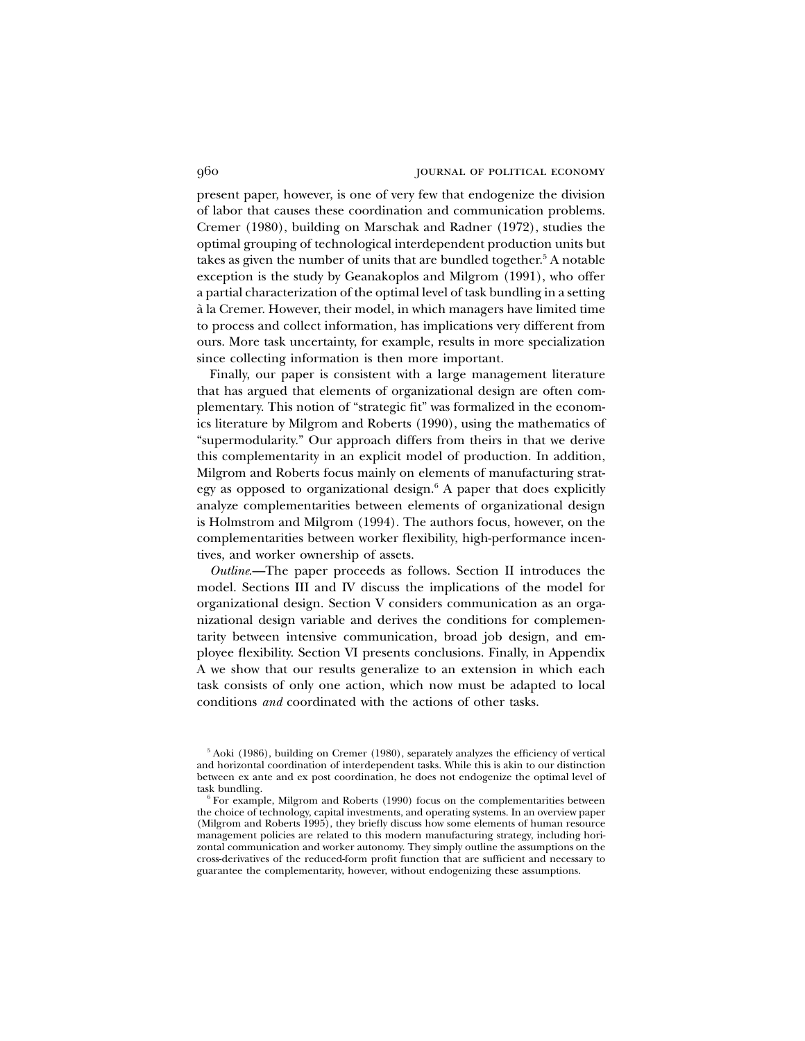present paper, however, is one of very few that endogenize the division of labor that causes these coordination and communication problems. Cremer (1980), building on Marschak and Radner (1972), studies the optimal grouping of technological interdependent production units but takes as given the number of units that are bundled together.[5] A notable exception is the study by Geanakoplos and Milgrom (1991), who offer a partial characterization of the optimal level of task bundling in a setting à la Cremer. However, their model, in which managers have limited time to process and collect information, has implications very different from ours. More task uncertainty, for example, results in more specialization since collecting information is then more important.

Finally, our paper is consistent with a large management literature that has argued that elements of organizational design are often complementary. This notion of "strategic fit" was formalized in the economics literature by Milgrom and Roberts (1990), using the mathematics of "supermodularity." Our approach differs from theirs in that we derive this complementarity in an explicit model of production. In addition, Milgrom and Roberts focus mainly on elements of manufacturing strategy as opposed to organizational design.[6] A paper that does explicitly analyze complementarities between elements of organizational design is Holmstrom and Milgrom (1994). The authors focus, however, on the complementarities between worker flexibility, high-performance incentives, and worker ownership of assets.

*Outline*.—The paper proceeds as follows. Section II introduces the model. Sections III and IV discuss the implications of the model for organizational design. Section V considers communication as an organizational design variable and derives the conditions for complementarity between intensive communication, broad job design, and employee flexibility. Section VI presents conclusions. Finally, in Appendix A we show that our results generalize to an extension in which each task consists of only one action, which now must be adapted to local conditions *and* coordinated with the actions of other tasks.

[5] Aoki (1986), building on Cremer (1980), separately analyzes the efficiency of vertical and horizontal coordination of interdependent tasks. While this is akin to our distinction between ex ante and ex post coordination, he does not endogenize the optimal level of task bundling.

[6] For example, Milgrom and Roberts (1990) focus on the complementarities between the choice of technology, capital investments, and operating systems. In an overview paper (Milgrom and Roberts 1995), they briefly discuss how some elements of human resource management policies are related to this modern manufacturing strategy, including horizontal communication and worker autonomy. They simply outline the assumptions on the cross-derivatives of the reduced-form profit function that are sufficient and necessary to guarantee the complementarity, however, without endogenizing these assumptions.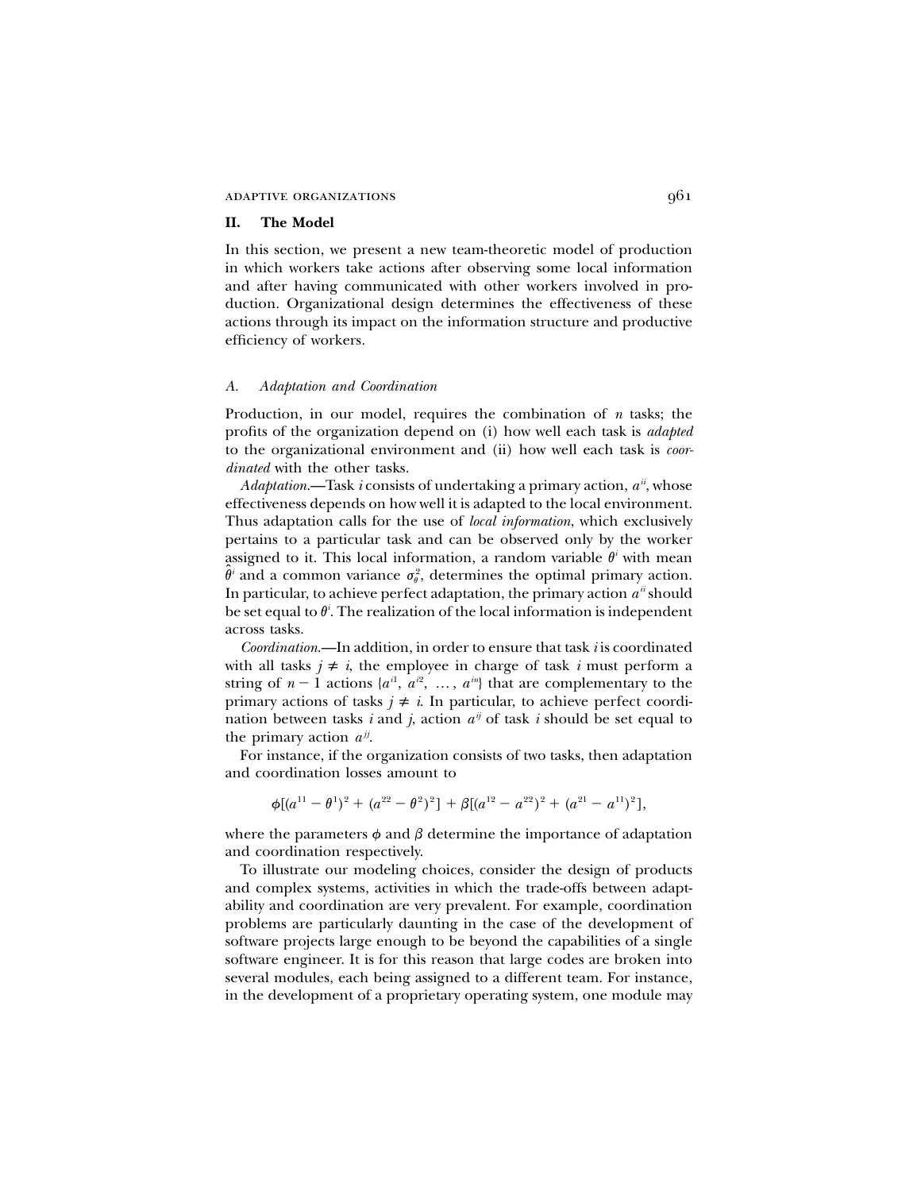## II. The Model

In this section, we present a new team-theoretic model of production in which workers take actions after observing some local information and after having communicated with other workers involved in production. Organizational design determines the effectiveness of these actions through its impact on the information structure and productive efficiency of workers.

### *A. Adaptation and Coordination*

Production, in our model, requires the combination of $n$ tasks; the profits of the organization depend on (i) how well each task is *adapted* to the organizational environment and (ii) how well each task is *coordinated* with the other tasks.

*Adaptation.*—Task $i$ consists of undertaking a primary action, $a^{ii}$, whose effectiveness depends on how well it is adapted to the local environment. Thus adaptation calls for the use of *local information*, which exclusively pertains to a particular task and can be observed only by the worker assigned to it. This local information, a random variable $\theta^i$ with mean $\hat{\theta}^i$ and a common variance $\sigma_\theta^2$, determines the optimal primary action. In particular, to achieve perfect adaptation, the primary action $a^{ii}$ should be set equal to $\theta^i$. The realization of the local information is independent across tasks.

*Coordination.*—In addition, in order to ensure that task $i$ is coordinated with all tasks $j \neq i$, the employee in charge of task $i$ must perform a string of $n-1$ actions $\{a^{i1}, a^{i2}, \ldots, a^{in}\}$ that are complementary to the primary actions of tasks $j \neq i$. In particular, to achieve perfect coordination between tasks $i$ and $j$, action $a^{ij}$ of task $i$ should be set equal to the primary action $a^{jj}$.

For instance, if the organization consists of two tasks, then adaptation and coordination losses amount to

$$\phi[(a^{11}-\theta^1)^2 + (a^{22}-\theta^2)^2] + \beta[(a^{12}-a^{22})^2 + (a^{21}-a^{11})^2],$$

where the parameters $\phi$ and $\beta$ determine the importance of adaptation and coordination respectively.

To illustrate our modeling choices, consider the design of products and complex systems, activities in which the trade-offs between adaptability and coordination are very prevalent. For example, coordination problems are particularly daunting in the case of the development of software projects large enough to be beyond the capabilities of a single software engineer. It is for this reason that large codes are broken into several modules, each being assigned to a different team. For instance, in the development of a proprietary operating system, one module may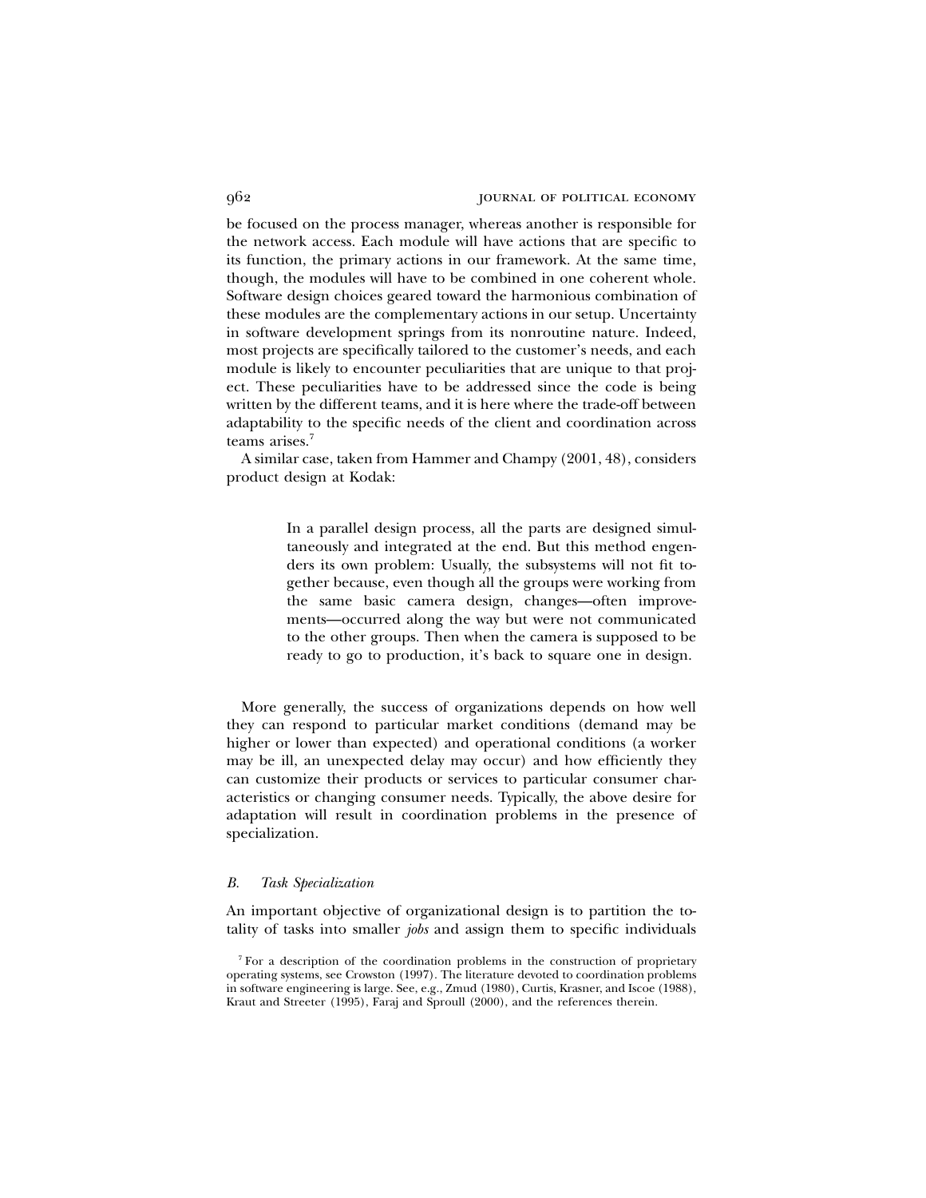be focused on the process manager, whereas another is responsible for the network access. Each module will have actions that are specific to its function, the primary actions in our framework. At the same time, though, the modules will have to be combined in one coherent whole. Software design choices geared toward the harmonious combination of these modules are the complementary actions in our setup. Uncertainty in software development springs from its nonroutine nature. Indeed, most projects are specifically tailored to the customer's needs, and each module is likely to encounter peculiarities that are unique to that project. These peculiarities have to be addressed since the code is being written by the different teams, and it is here where the trade-off between adaptability to the specific needs of the client and coordination across teams arises.[7]

A similar case, taken from Hammer and Champy (2001, 48), considers product design at Kodak:

> In a parallel design process, all the parts are designed simultaneously and integrated at the end. But this method engenders its own problem: Usually, the subsystems will not fit together because, even though all the groups were working from the same basic camera design, changes—often improvements—occurred along the way but were not communicated to the other groups. Then when the camera is supposed to be ready to go to production, it's back to square one in design.

More generally, the success of organizations depends on how well they can respond to particular market conditions (demand may be higher or lower than expected) and operational conditions (a worker may be ill, an unexpected delay may occur) and how efficiently they can customize their products or services to particular consumer characteristics or changing consumer needs. Typically, the above desire for adaptation will result in coordination problems in the presence of specialization.

### *B. Task Specialization*

An important objective of organizational design is to partition the totality of tasks into smaller *jobs* and assign them to specific individuals

[7] For a description of the coordination problems in the construction of proprietary operating systems, see Crowston (1997). The literature devoted to coordination problems in software engineering is large. See, e.g., Zmud (1980), Curtis, Krasner, and Iscoe (1988), Kraut and Streeter (1995), Faraj and Sproull (2000), and the references therein.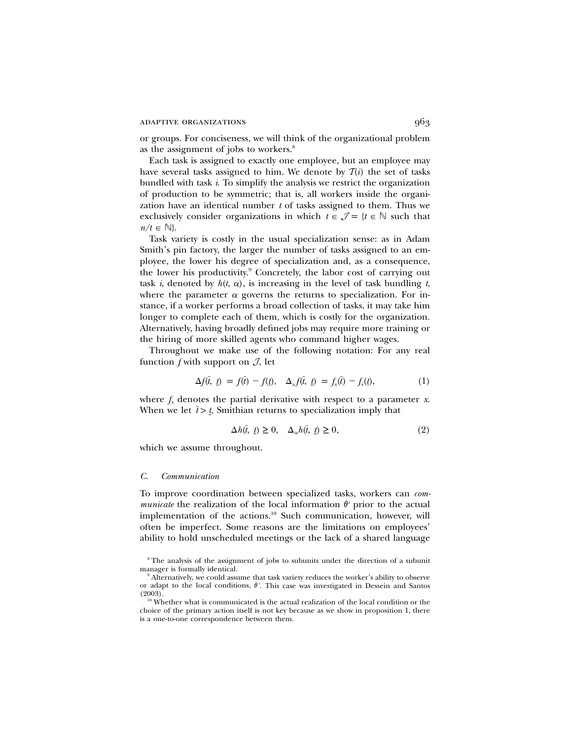or groups. For conciseness, we will think of the organizational problem as the assignment of jobs to workers.[8]

Each task is assigned to exactly one employee, but an employee may have several tasks assigned to him. We denote by $\mathcal{T}(i)$ the set of tasks bundled with task $i$. To simplify the analysis we restrict the organization of production to be symmetric; that is, all workers inside the organization have an identical number $t$ of tasks assigned to them. Thus we exclusively consider organizations in which $t \in \mathcal{J} = \{t \in \mathbb{N}$ such that $n/t \in \mathbb{N}\}$.

Task variety is costly in the usual specialization sense: as in Adam Smith's pin factory, the larger the number of tasks assigned to an employee, the lower his degree of specialization and, as a consequence, the lower his productivity.[9] Concretely, the labor cost of carrying out task $i$, denoted by $h(t, \alpha)$, is increasing in the level of task bundling $t$, where the parameter $\alpha$ governs the returns to specialization. For instance, if a worker performs a broad collection of tasks, it may take him longer to complete each of them, which is costly for the organization. Alternatively, having broadly defined jobs may require more training or the hiring of more skilled agents who command higher wages.

Throughout we make use of the following notation: For any real function $f$ with support on $\mathcal{J}$, let

$$\Delta f(\bar{t}, \underline{t}) = f(\bar{t}) - f(\underline{t}), \quad \Delta_x f(\bar{t}, \underline{t}) = f_x(\bar{t}) - f_x(\underline{t}), \tag{1}$$

where $f_x$ denotes the partial derivative with respect to a parameter $x$. When we let $\bar{t} > \underline{t}$, Smithian returns to specialization imply that

$$\Delta h(\bar{t}, \underline{t}) \geq 0, \quad \Delta_\alpha h(\bar{t}, \underline{t}) \geq 0, \tag{2}$$

which we assume throughout.

### *C. Communication*

To improve coordination between specialized tasks, workers can *communicate* the realization of the local information $\theta^i$ prior to the actual implementation of the actions.[10] Such communication, however, will often be imperfect. Some reasons are the limitations on employees' ability to hold unscheduled meetings or the lack of a shared language

[8] The analysis of the assignment of jobs to subunits under the direction of a subunit manager is formally identical.

[9] Alternatively, we could assume that task variety reduces the worker's ability to observe or adapt to the local conditions, $\theta^i$. This case was investigated in Dessein and Santos (2003).

[10] Whether what is communicated is the actual realization of the local condition or the choice of the primary action itself is not key because as we show in proposition 1, there is a one-to-one correspondence between them.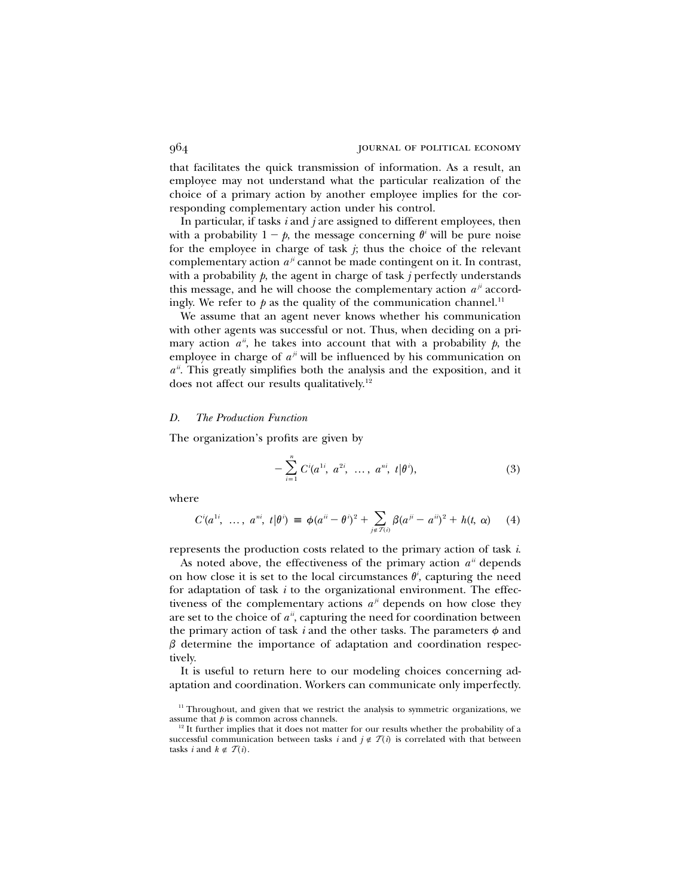that facilitates the quick transmission of information. As a result, an employee may not understand what the particular realization of the choice of a primary action by another employee implies for the corresponding complementary action under his control.

In particular, if tasks $i$ and $j$ are assigned to different employees, then with a probability $1 - p$, the message concerning $\theta^i$ will be pure noise for the employee in charge of task $j$; thus the choice of the relevant complementary action $a^{ji}$ cannot be made contingent on it. In contrast, with a probability $p$, the agent in charge of task $j$ perfectly understands this message, and he will choose the complementary action $a^{ji}$ accordingly. We refer to $p$ as the quality of the communication channel.[11]

We assume that an agent never knows whether his communication with other agents was successful or not. Thus, when deciding on a primary action $a^{ii}$, he takes into account that with a probability $p$, the employee in charge of $a^{ji}$ will be influenced by his communication on $a^{ii}$. This greatly simplifies both the analysis and the exposition, and it does not affect our results qualitatively.[12]

### *D. The Production Function*

The organization's profits are given by

$$-\sum_{i=1}^{n} C^i(a^{1i},\ a^{2i},\ \ldots,\ a^{ni},\ t|\theta^i), \tag{3}$$

where

$$C^i(a^{1i},\ \ldots,\ a^{ni},\ t|\theta^i) \equiv \phi(a^{ii} - \theta^i)^2 + \sum_{j \notin \mathcal{T}(i)} \beta(a^{ji} - a^{ii})^2 + h(t,\ \alpha) \tag{4}$$

represents the production costs related to the primary action of task $i$.

As noted above, the effectiveness of the primary action $a^{ii}$ depends on how close it is set to the local circumstances $\theta^i$, capturing the need for adaptation of task $i$ to the organizational environment. The effectiveness of the complementary actions $a^{ji}$ depends on how close they are set to the choice of $a^{ii}$, capturing the need for coordination between the primary action of task $i$ and the other tasks. The parameters $\phi$ and $\beta$ determine the importance of adaptation and coordination respectively.

It is useful to return here to our modeling choices concerning adaptation and coordination. Workers can communicate only imperfectly.

---

[11] Throughout, and given that we restrict the analysis to symmetric organizations, we assume that $p$ is common across channels.

[12] It further implies that it does not matter for our results whether the probability of a successful communication between tasks $i$ and $j \notin \mathcal{T}(i)$ is correlated with that between tasks $i$ and $k \notin \mathcal{T}(i)$.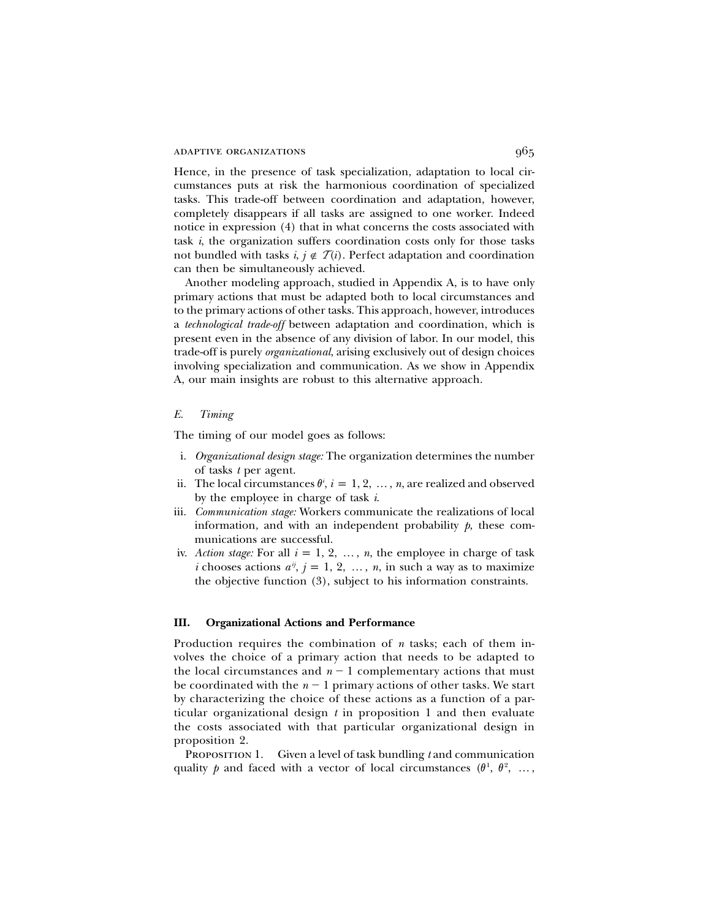Hence, in the presence of task specialization, adaptation to local circumstances puts at risk the harmonious coordination of specialized tasks. This trade-off between coordination and adaptation, however, completely disappears if all tasks are assigned to one worker. Indeed notice in expression (4) that in what concerns the costs associated with task $i$, the organization suffers coordination costs only for those tasks not bundled with tasks $i$, $j \notin \mathcal{T}(i)$. Perfect adaptation and coordination can then be simultaneously achieved.

Another modeling approach, studied in Appendix A, is to have only primary actions that must be adapted both to local circumstances and to the primary actions of other tasks. This approach, however, introduces a *technological trade-off* between adaptation and coordination, which is present even in the absence of any division of labor. In our model, this trade-off is purely *organizational*, arising exclusively out of design choices involving specialization and communication. As we show in Appendix A, our main insights are robust to this alternative approach.

### *E. Timing*

The timing of our model goes as follows:

i. *Organizational design stage:* The organization determines the number of tasks $t$ per agent.

ii. The local circumstances $\theta^i$, $i = 1, 2, \ldots, n$, are realized and observed by the employee in charge of task $i$.

iii. *Communication stage:* Workers communicate the realizations of local information, and with an independent probability $p$, these communications are successful.

iv. *Action stage:* For all $i = 1, 2, \ldots, n$, the employee in charge of task $i$ chooses actions $a^{ij}$, $j = 1, 2, \ldots, n$, in such a way as to maximize the objective function (3), subject to his information constraints.

## III. Organizational Actions and Performance

Production requires the combination of $n$ tasks; each of them involves the choice of a primary action that needs to be adapted to the local circumstances and $n - 1$ complementary actions that must be coordinated with the $n - 1$ primary actions of other tasks. We start by characterizing the choice of these actions as a function of a particular organizational design $t$ in proposition 1 and then evaluate the costs associated with that particular organizational design in proposition 2.

Proposition 1. Given a level of task bundling $t$ and communication quality $p$ and faced with a vector of local circumstances $(\theta^1, \theta^2, \ldots,$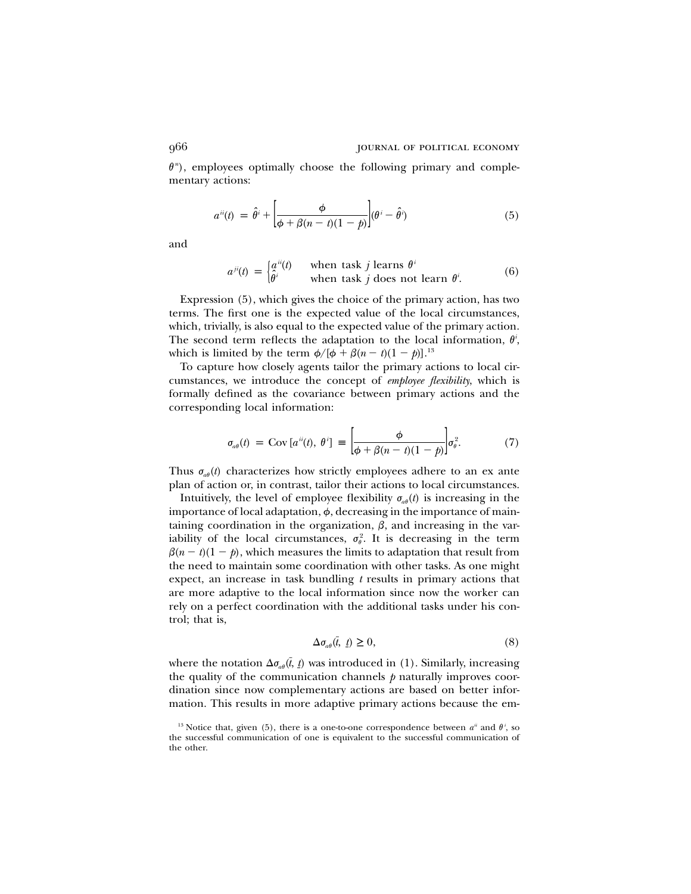$\theta^n$), employees optimally choose the following primary and complementary actions:

$$a^{ii}(t) = \hat{\theta}^i + \left[\frac{\phi}{\phi + \beta(n-t)(1-p)}\right](\theta^i - \hat{\theta}^i) \tag{5}$$

and

$$a^{ji}(t) = \begin{cases} a^{ii}(t) & \text{when task } j \text{ learns } \theta^i \\ \hat{\theta}^i & \text{when task } j \text{ does not learn } \theta^i. \end{cases} \tag{6}$$

Expression (5), which gives the choice of the primary action, has two terms. The first one is the expected value of the local circumstances, which, trivially, is also equal to the expected value of the primary action. The second term reflects the adaptation to the local information, $\theta^i$, which is limited by the term $\phi/[\phi + \beta(n-t)(1-p)]$.[13]

To capture how closely agents tailor the primary actions to local circumstances, we introduce the concept of *employee flexibility*, which is formally defined as the covariance between primary actions and the corresponding local information:

$$\sigma_{a\theta}(t) = \text{Cov}\,[a^{ii}(t), \theta^i] \equiv \left[\frac{\phi}{\phi + \beta(n-t)(1-p)}\right]\sigma_\theta^2. \tag{7}$$

Thus $\sigma_{a\theta}(t)$ characterizes how strictly employees adhere to an ex ante plan of action or, in contrast, tailor their actions to local circumstances.

Intuitively, the level of employee flexibility $\sigma_{a\theta}(t)$ is increasing in the importance of local adaptation, $\phi$, decreasing in the importance of maintaining coordination in the organization, $\beta$, and increasing in the variability of the local circumstances, $\sigma_\theta^2$. It is decreasing in the term $\beta(n-t)(1-p)$, which measures the limits to adaptation that result from the need to maintain some coordination with other tasks. As one might expect, an increase in task bundling $t$ results in primary actions that are more adaptive to the local information since now the worker can rely on a perfect coordination with the additional tasks under his control; that is,

$$\Delta\sigma_{a\theta}(\bar{t}, \underline{t}) \geq 0, \tag{8}$$

where the notation $\Delta\sigma_{a\theta}(\bar{t}, \underline{t})$ was introduced in (1). Similarly, increasing the quality of the communication channels $p$ naturally improves coordination since now complementary actions are based on better information. This results in more adaptive primary actions because the em-

[13] Notice that, given (5), there is a one-to-one correspondence between $a^{ii}$ and $\theta^i$, so the successful communication of one is equivalent to the successful communication of the other.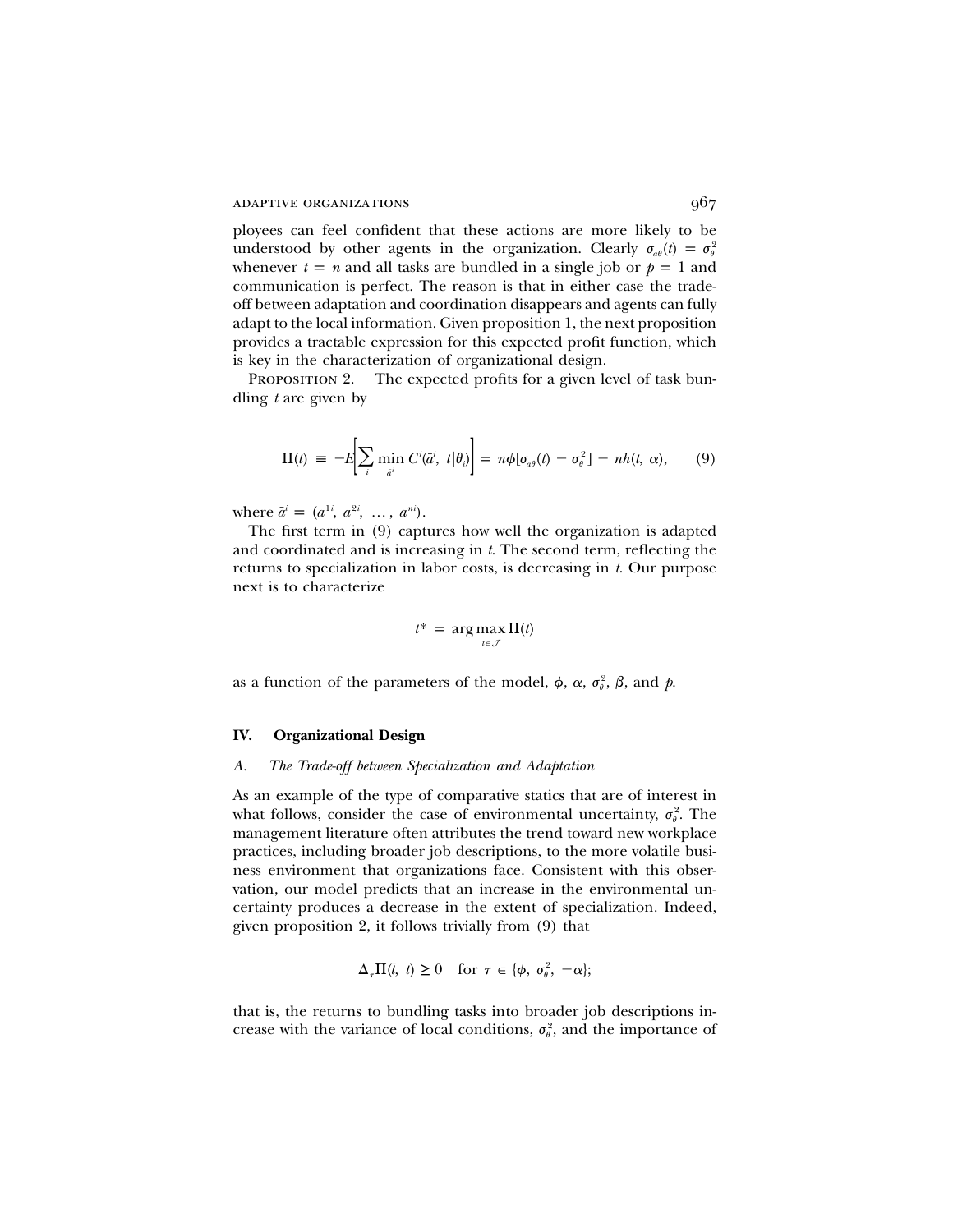ployees can feel confident that these actions are more likely to be understood by other agents in the organization. Clearly $\sigma_{a\theta}(t) = \sigma_\theta^2$ whenever $t = n$ and all tasks are bundled in a single job or $p = 1$ and communication is perfect. The reason is that in either case the trade-off between adaptation and coordination disappears and agents can fully adapt to the local information. Given proposition 1, the next proposition provides a tractable expression for this expected profit function, which is key in the characterization of organizational design.

Proposition 2. The expected profits for a given level of task bundling $t$ are given by

$$\Pi(t) \equiv -E\left[\sum_i \min_{\bar{a}^i} C^i(\bar{a}^i, t|\theta_i)\right] = n\phi[\sigma_{a\theta}(t) - \sigma_\theta^2] - nh(t, \alpha), \tag{9}$$

where $\bar{a}^i = (a^{1i}, a^{2i}, \ldots, a^{ni})$.

The first term in (9) captures how well the organization is adapted and coordinated and is increasing in $t$. The second term, reflecting the returns to specialization in labor costs, is decreasing in $t$. Our purpose next is to characterize

$$t^* = \arg\max_{t \in \mathcal{T}} \Pi(t)$$

as a function of the parameters of the model, $\phi$, $\alpha$, $\sigma_\theta^2$, $\beta$, and $p$.

## IV. Organizational Design

### A. *The Trade-off between Specialization and Adaptation*

As an example of the type of comparative statics that are of interest in what follows, consider the case of environmental uncertainty, $\sigma_\theta^2$. The management literature often attributes the trend toward new workplace practices, including broader job descriptions, to the more volatile business environment that organizations face. Consistent with this observation, our model predicts that an increase in the environmental uncertainty produces a decrease in the extent of specialization. Indeed, given proposition 2, it follows trivially from (9) that

$$\Delta_\tau \Pi(\bar{t}, \underline{t}) \geq 0 \quad \text{for } \tau \in \{\phi, \sigma_\theta^2, -\alpha\};$$

that is, the returns to bundling tasks into broader job descriptions increase with the variance of local conditions, $\sigma_\theta^2$, and the importance of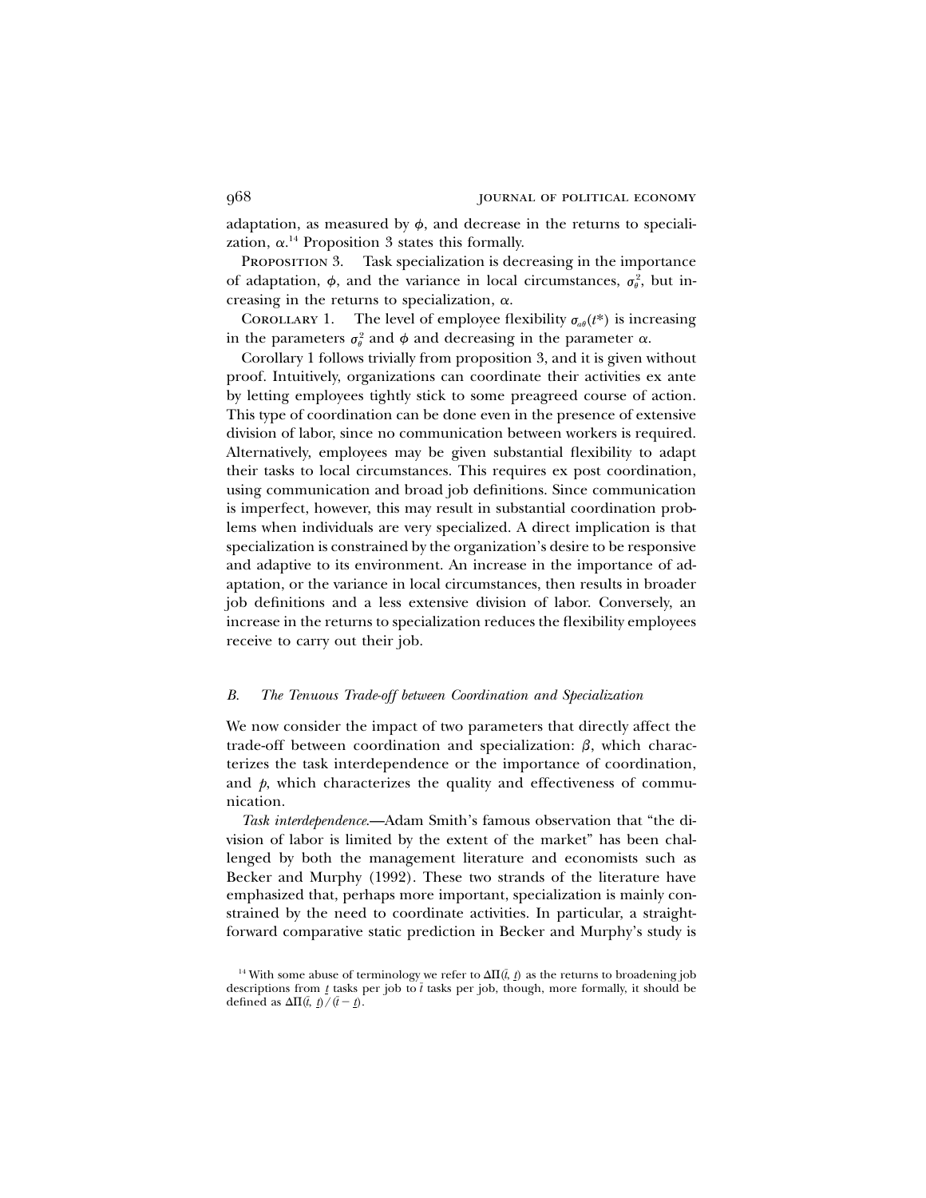adaptation, as measured by $\phi$, and decrease in the returns to specialization, $\alpha$.[14] Proposition 3 states this formally.

Proposition 3. Task specialization is decreasing in the importance of adaptation, $\phi$, and the variance in local circumstances, $\sigma_\theta^2$, but increasing in the returns to specialization, $\alpha$.

Corollary 1. The level of employee flexibility $\sigma_{a\theta}(t^*)$ is increasing in the parameters $\sigma_\theta^2$ and $\phi$ and decreasing in the parameter $\alpha$.

Corollary 1 follows trivially from proposition 3, and it is given without proof. Intuitively, organizations can coordinate their activities ex ante by letting employees tightly stick to some preagreed course of action. This type of coordination can be done even in the presence of extensive division of labor, since no communication between workers is required. Alternatively, employees may be given substantial flexibility to adapt their tasks to local circumstances. This requires ex post coordination, using communication and broad job definitions. Since communication is imperfect, however, this may result in substantial coordination problems when individuals are very specialized. A direct implication is that specialization is constrained by the organization's desire to be responsive and adaptive to its environment. An increase in the importance of adaptation, or the variance in local circumstances, then results in broader job definitions and a less extensive division of labor. Conversely, an increase in the returns to specialization reduces the flexibility employees receive to carry out their job.

### B. *The Tenuous Trade-off between Coordination and Specialization*

We now consider the impact of two parameters that directly affect the trade-off between coordination and specialization: $\beta$, which characterizes the task interdependence or the importance of coordination, and $p$, which characterizes the quality and effectiveness of communication.

*Task interdependence*.—Adam Smith's famous observation that "the division of labor is limited by the extent of the market" has been challenged by both the management literature and economists such as Becker and Murphy (1992). These two strands of the literature have emphasized that, perhaps more important, specialization is mainly constrained by the need to coordinate activities. In particular, a straightforward comparative static prediction in Becker and Murphy's study is

[14] With some abuse of terminology we refer to $\Delta\Pi(\bar{t}, \underline{t})$ as the returns to broadening job descriptions from $\underline{t}$ tasks per job to $\bar{t}$ tasks per job, though, more formally, it should be defined as $\Delta\Pi(\bar{t}, \underline{t})/(\bar{t} - \underline{t})$.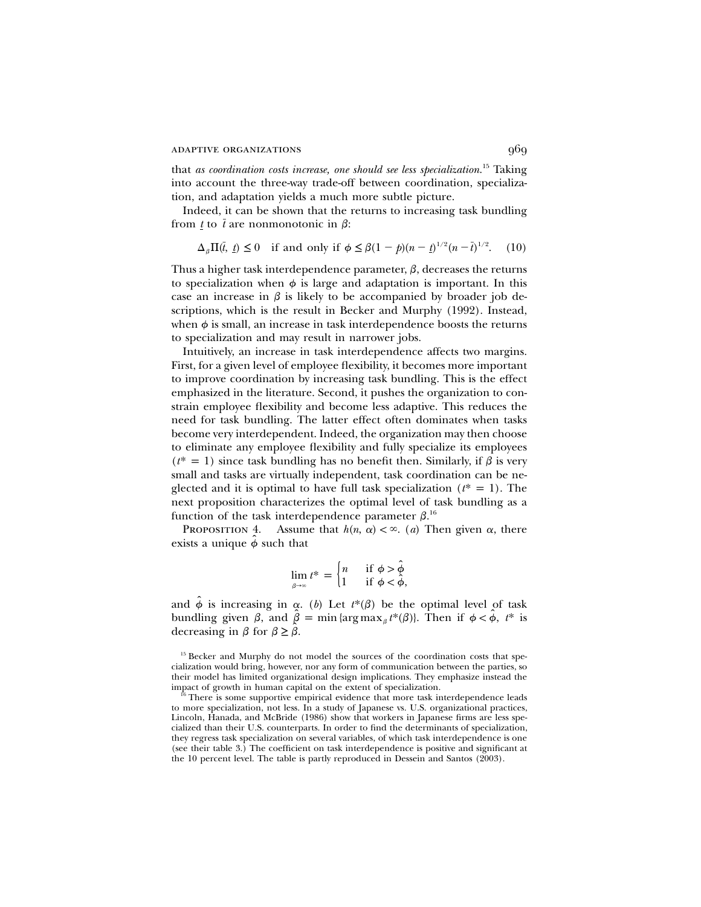that *as coordination costs increase, one should see less specialization.*[15] Taking into account the three-way trade-off between coordination, specialization, and adaptation yields a much more subtle picture.

Indeed, it can be shown that the returns to increasing task bundling from $\underline{t}$ to $\bar{t}$ are nonmonotonic in $\beta$:

$$\Delta_{\beta}\Pi(\bar{t}, \underline{t}) \leq 0 \quad \text{if and only if } \phi \leq \beta(1-p)(n-\underline{t})^{1/2}(n-\bar{t})^{1/2}. \qquad (10)$$

Thus a higher task interdependence parameter, $\beta$, decreases the returns to specialization when $\phi$ is large and adaptation is important. In this case an increase in $\beta$ is likely to be accompanied by broader job descriptions, which is the result in Becker and Murphy (1992). Instead, when $\phi$ is small, an increase in task interdependence boosts the returns to specialization and may result in narrower jobs.

Intuitively, an increase in task interdependence affects two margins. First, for a given level of employee flexibility, it becomes more important to improve coordination by increasing task bundling. This is the effect emphasized in the literature. Second, it pushes the organization to constrain employee flexibility and become less adaptive. This reduces the need for task bundling. The latter effect often dominates when tasks become very interdependent. Indeed, the organization may then choose to eliminate any employee flexibility and fully specialize its employees ($t^* = 1$) since task bundling has no benefit then. Similarly, if $\beta$ is very small and tasks are virtually independent, task coordination can be neglected and it is optimal to have full task specialization ($t^* = 1$). The next proposition characterizes the optimal level of task bundling as a function of the task interdependence parameter $\beta$.[16]

PROPOSITION 4. Assume that $h(n, \alpha) < \infty$. (*a*) Then given $\alpha$, there exists a unique $\hat{\phi}$ such that

$$\lim_{\beta \to \infty} t^* = \begin{cases} n & \text{if } \phi > \hat{\phi} \\ 1 & \text{if } \phi < \hat{\phi}, \end{cases}$$

and $\hat{\phi}$ is increasing in $\alpha$. (*b*) Let $t^*(\beta)$ be the optimal level of task bundling given $\beta$, and $\hat{\beta} = \min\{\arg\max_{\beta} t^*(\beta)\}$. Then if $\phi < \hat{\phi}$, $t^*$ is decreasing in $\beta$ for $\beta \geq \hat{\beta}$.

[15] Becker and Murphy do not model the sources of the coordination costs that specialization would bring, however, nor any form of communication between the parties, so their model has limited organizational design implications. They emphasize instead the impact of growth in human capital on the extent of specialization.

[16] There is some supportive empirical evidence that more task interdependence leads to more specialization, not less. In a study of Japanese vs. U.S. organizational practices, Lincoln, Hanada, and McBride (1986) show that workers in Japanese firms are less specialized than their U.S. counterparts. In order to find the determinants of specialization, they regress task specialization on several variables, of which task interdependence is one (see their table 3.) The coefficient on task interdependence is positive and significant at the 10 percent level. The table is partly reproduced in Dessein and Santos (2003).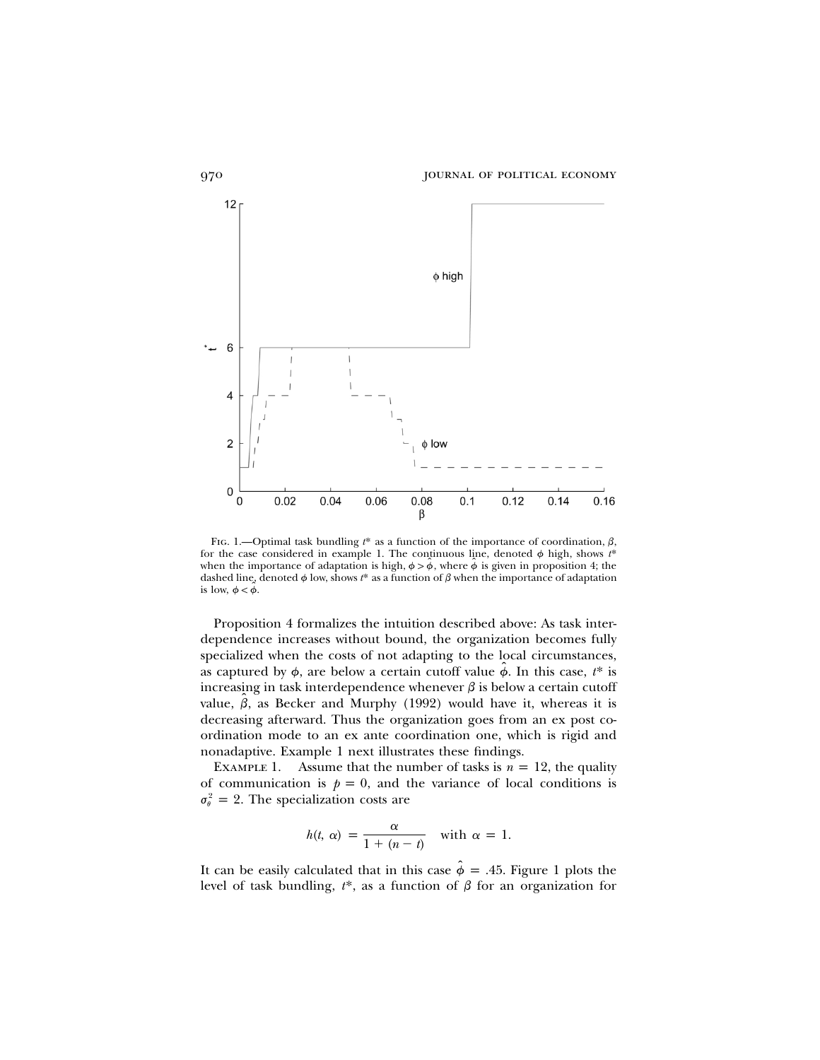Fig. 1.—Optimal task bundling $t^*$ as a function of the importance of coordination, $\beta$, for the case considered in example 1. The continuous line, denoted $\phi$ high, shows $t^*$ when the importance of adaptation is high, $\phi > \hat{\phi}$, where $\hat{\phi}$ is given in proposition 4; the dashed line, denoted $\phi$ low, shows $t^*$ as a function of $\beta$ when the importance of adaptation is low, $\phi < \hat{\phi}$.

Proposition 4 formalizes the intuition described above: As task interdependence increases without bound, the organization becomes fully specialized when the costs of not adapting to the local circumstances, as captured by $\phi$, are below a certain cutoff value $\hat{\phi}$. In this case, $t^*$ is increasing in task interdependence whenever $\beta$ is below a certain cutoff value, $\hat{\beta}$, as Becker and Murphy (1992) would have it, whereas it is decreasing afterward. Thus the organization goes from an ex post coordination mode to an ex ante coordination one, which is rigid and nonadaptive. Example 1 next illustrates these findings.

Example 1. Assume that the number of tasks is $n = 12$, the quality of communication is $p = 0$, and the variance of local conditions is $\sigma_\theta^2 = 2$. The specialization costs are

$$h(t, \alpha) = \frac{\alpha}{1 + (n - t)} \quad \text{with } \alpha = 1.$$

It can be easily calculated that in this case $\hat{\phi} = .45$. Figure 1 plots the level of task bundling, $t^*$, as a function of $\beta$ for an organization for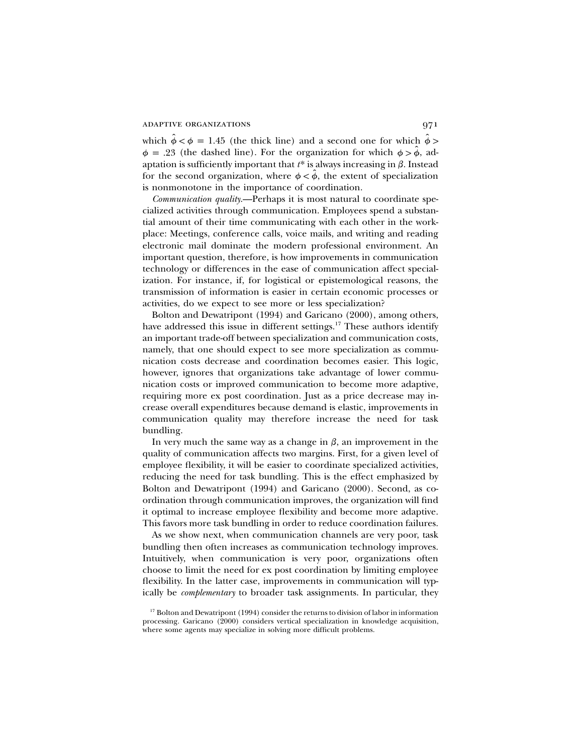which $\hat{\phi} < \phi = 1.45$ (the thick line) and a second one for which $\hat{\phi} > \phi = .23$ (the dashed line). For the organization for which $\phi > \hat{\phi}$, adaptation is sufficiently important that $t^*$ is always increasing in $\beta$. Instead for the second organization, where $\phi < \hat{\phi}$, the extent of specialization is nonmonotone in the importance of coordination.

*Communication quality*.—Perhaps it is most natural to coordinate specialized activities through communication. Employees spend a substantial amount of their time communicating with each other in the workplace: Meetings, conference calls, voice mails, and writing and reading electronic mail dominate the modern professional environment. An important question, therefore, is how improvements in communication technology or differences in the ease of communication affect specialization. For instance, if, for logistical or epistemological reasons, the transmission of information is easier in certain economic processes or activities, do we expect to see more or less specialization?

Bolton and Dewatripont (1994) and Garicano (2000), among others, have addressed this issue in different settings.[17] These authors identify an important trade-off between specialization and communication costs, namely, that one should expect to see more specialization as communication costs decrease and coordination becomes easier. This logic, however, ignores that organizations take advantage of lower communication costs or improved communication to become more adaptive, requiring more ex post coordination. Just as a price decrease may increase overall expenditures because demand is elastic, improvements in communication quality may therefore increase the need for task bundling.

In very much the same way as a change in $\beta$, an improvement in the quality of communication affects two margins. First, for a given level of employee flexibility, it will be easier to coordinate specialized activities, reducing the need for task bundling. This is the effect emphasized by Bolton and Dewatripont (1994) and Garicano (2000). Second, as coordination through communication improves, the organization will find it optimal to increase employee flexibility and become more adaptive. This favors more task bundling in order to reduce coordination failures.

As we show next, when communication channels are very poor, task bundling then often increases as communication technology improves. Intuitively, when communication is very poor, organizations often choose to limit the need for ex post coordination by limiting employee flexibility. In the latter case, improvements in communication will typically be *complementary* to broader task assignments. In particular, they

[17] Bolton and Dewatripont (1994) consider the returns to division of labor in information processing. Garicano (2000) considers vertical specialization in knowledge acquisition, where some agents may specialize in solving more difficult problems.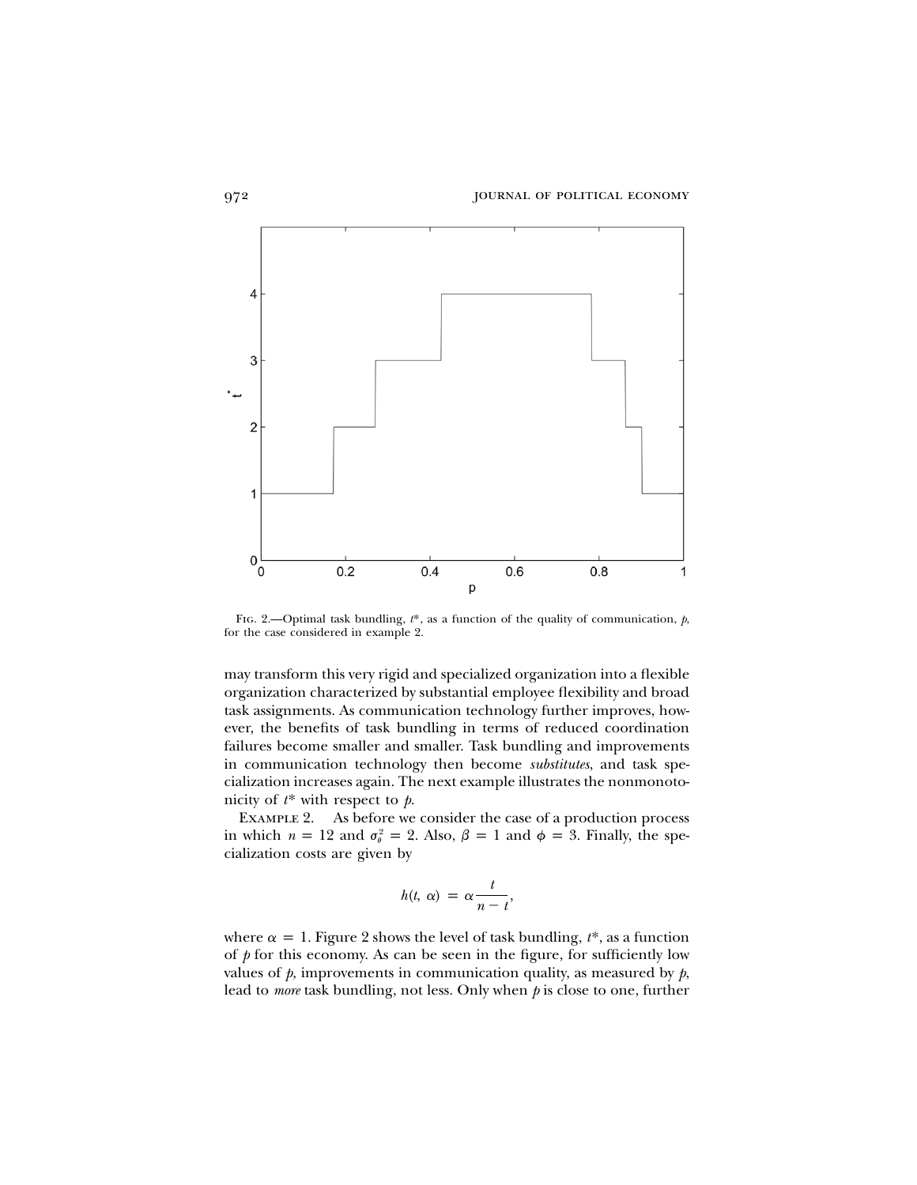FIG. 2.—Optimal task bundling, $t^*$, as a function of the quality of communication, $p$, for the case considered in example 2.

may transform this very rigid and specialized organization into a flexible organization characterized by substantial employee flexibility and broad task assignments. As communication technology further improves, however, the benefits of task bundling in terms of reduced coordination failures become smaller and smaller. Task bundling and improvements in communication technology then become *substitutes*, and task specialization increases again. The next example illustrates the nonmonotonicity of $t^*$ with respect to $p$.

EXAMPLE 2. As before we consider the case of a production process in which $n = 12$ and $\sigma_\theta^2 = 2$. Also, $\beta = 1$ and $\phi = 3$. Finally, the specialization costs are given by

$$h(t, \alpha) = \alpha \frac{t}{n - t},$$

where $\alpha = 1$. Figure 2 shows the level of task bundling, $t^*$, as a function of $p$ for this economy. As can be seen in the figure, for sufficiently low values of $p$, improvements in communication quality, as measured by $p$, lead to *more* task bundling, not less. Only when $p$ is close to one, further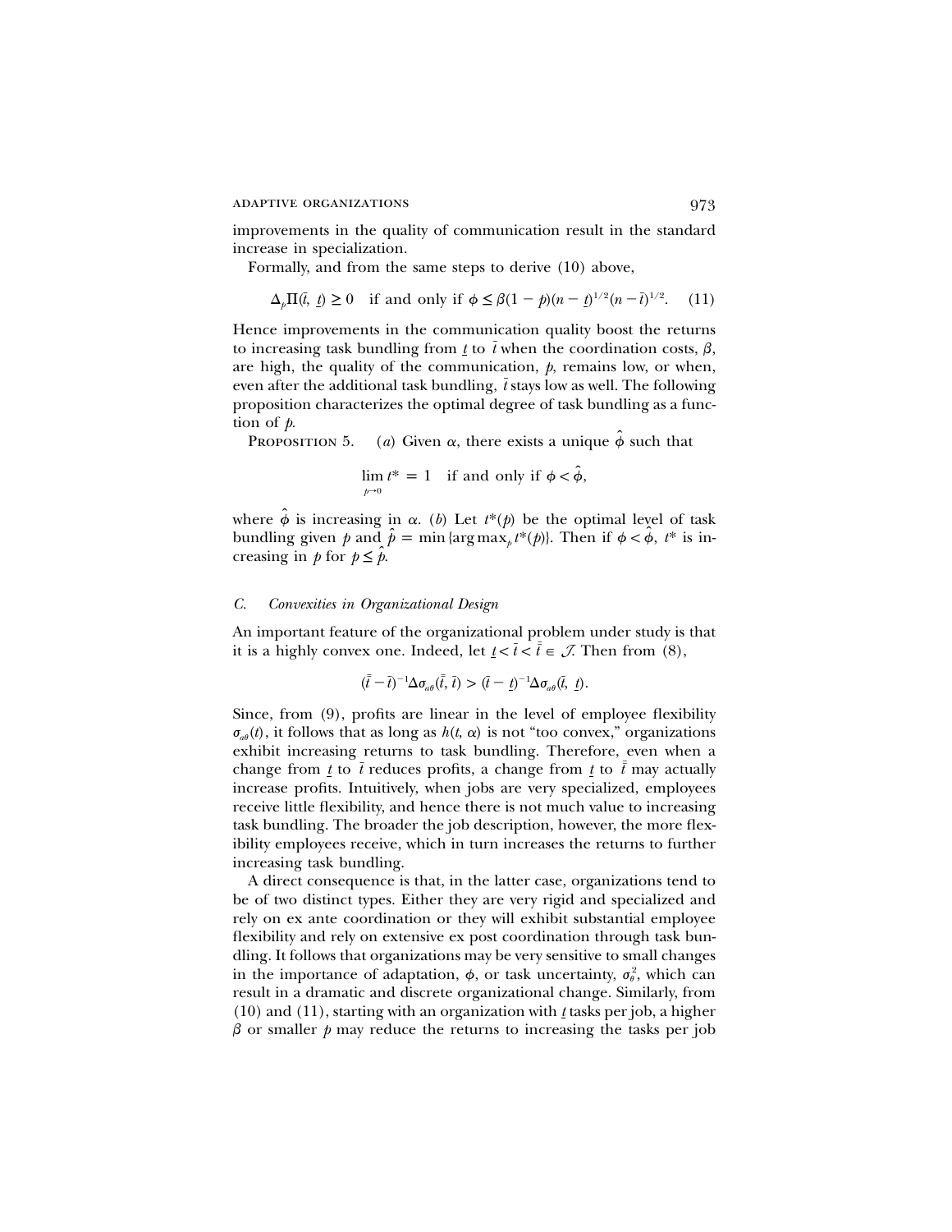improvements in the quality of communication result in the standard increase in specialization.

Formally, and from the same steps to derive (10) above,

$$\Delta_p \Pi(\bar{t}, \underline{t}) \geq 0 \quad \text{if and only if } \phi \leq \beta(1-p)(n-\underline{t})^{1/2}(n-\bar{t})^{1/2}. \quad (11)$$

Hence improvements in the communication quality boost the returns to increasing task bundling from $\underline{t}$ to $\bar{t}$ when the coordination costs, $\beta$, are high, the quality of the communication, $p$, remains low, or when, even after the additional task bundling, $\bar{t}$ stays low as well. The following proposition characterizes the optimal degree of task bundling as a function of $p$.

Proposition 5. (*a*) Given $\alpha$, there exists a unique $\hat{\phi}$ such that

$$\lim_{p \to 0} t^* = 1 \quad \text{if and only if } \phi < \hat{\phi},$$

where $\hat{\phi}$ is increasing in $\alpha$. (*b*) Let $t^*(p)$ be the optimal level of task bundling given $p$ and $\hat{p} = \min\{\arg\max_p t^*(p)\}$. Then if $\phi < \hat{\phi}$, $t^*$ is increasing in $p$ for $p \leq \hat{p}$.

### *C. Convexities in Organizational Design*

An important feature of the organizational problem under study is that it is a highly convex one. Indeed, let $\underline{t} < \bar{t} < \bar{\bar{t}} \in \mathcal{T}$. Then from (8),

$$(\bar{\bar{t}} - \bar{t})^{-1} \Delta \sigma_{a\theta}(\bar{\bar{t}}, \bar{t}) > (\bar{t} - \underline{t})^{-1} \Delta \sigma_{a\theta}(\bar{t}, \underline{t}).$$

Since, from (9), profits are linear in the level of employee flexibility $\sigma_{a\theta}(t)$, it follows that as long as $h(t, \alpha)$ is not "too convex," organizations exhibit increasing returns to task bundling. Therefore, even when a change from $\underline{t}$ to $\bar{t}$ reduces profits, a change from $\underline{t}$ to $\bar{\bar{t}}$ may actually increase profits. Intuitively, when jobs are very specialized, employees receive little flexibility, and hence there is not much value to increasing task bundling. The broader the job description, however, the more flexibility employees receive, which in turn increases the returns to further increasing task bundling.

A direct consequence is that, in the latter case, organizations tend to be of two distinct types. Either they are very rigid and specialized and rely on ex ante coordination or they will exhibit substantial employee flexibility and rely on extensive ex post coordination through task bundling. It follows that organizations may be very sensitive to small changes in the importance of adaptation, $\phi$, or task uncertainty, $\sigma_\theta^2$, which can result in a dramatic and discrete organizational change. Similarly, from (10) and (11), starting with an organization with $\underline{t}$ tasks per job, a higher $\beta$ or smaller $p$ may reduce the returns to increasing the tasks per job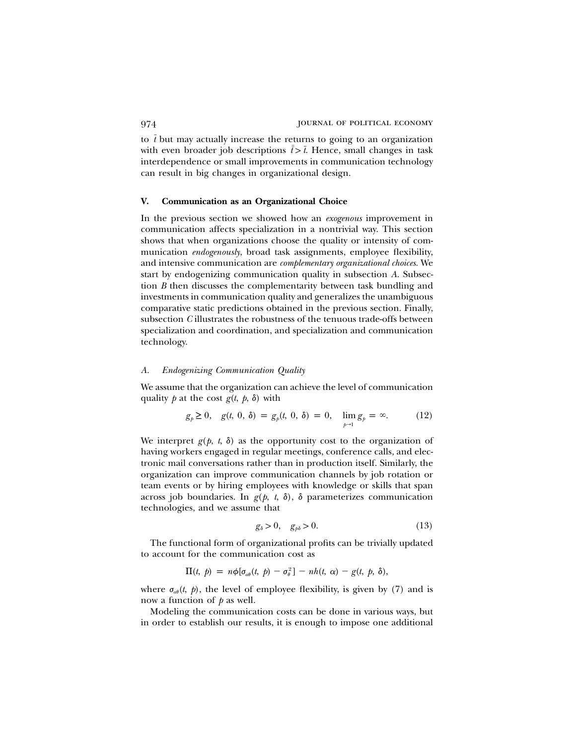to $\bar{t}$ but may actually increase the returns to going to an organization with even broader job descriptions $\bar{\bar{t}} > \bar{t}$. Hence, small changes in task interdependence or small improvements in communication technology can result in big changes in organizational design.

## V. Communication as an Organizational Choice

In the previous section we showed how an *exogenous* improvement in communication affects specialization in a nontrivial way. This section shows that when organizations choose the quality or intensity of communication *endogenously*, broad task assignments, employee flexibility, and intensive communication are *complementary organizational choices*. We start by endogenizing communication quality in subsection *A*. Subsection *B* then discusses the complementarity between task bundling and investments in communication quality and generalizes the unambiguous comparative static predictions obtained in the previous section. Finally, subsection *C* illustrates the robustness of the tenuous trade-offs between specialization and coordination, and specialization and communication technology.

### A. Endogenizing Communication Quality

We assume that the organization can achieve the level of communication quality $p$ at the cost $g(t, p, \delta)$ with

$$g_p \geq 0, \quad g(t, 0, \delta) = g_p(t, 0, \delta) = 0, \quad \lim_{p \to 1} g_p = \infty. \tag{12}$$

We interpret $g(p, t, \delta)$ as the opportunity cost to the organization of having workers engaged in regular meetings, conference calls, and electronic mail conversations rather than in production itself. Similarly, the organization can improve communication channels by job rotation or team events or by hiring employees with knowledge or skills that span across job boundaries. In $g(p, t, \delta)$, $\delta$ parameterizes communication technologies, and we assume that

$$g_\delta > 0, \quad g_{p\delta} > 0. \tag{13}$$

The functional form of organizational profits can be trivially updated to account for the communication cost as

$$\Pi(t, p) = n\phi[\sigma_{a\theta}(t, p) - \sigma_\theta^2] - nh(t, \alpha) - g(t, p, \delta),$$

where $\sigma_{a\theta}(t, p)$, the level of employee flexibility, is given by (7) and is now a function of $p$ as well.

Modeling the communication costs can be done in various ways, but in order to establish our results, it is enough to impose one additional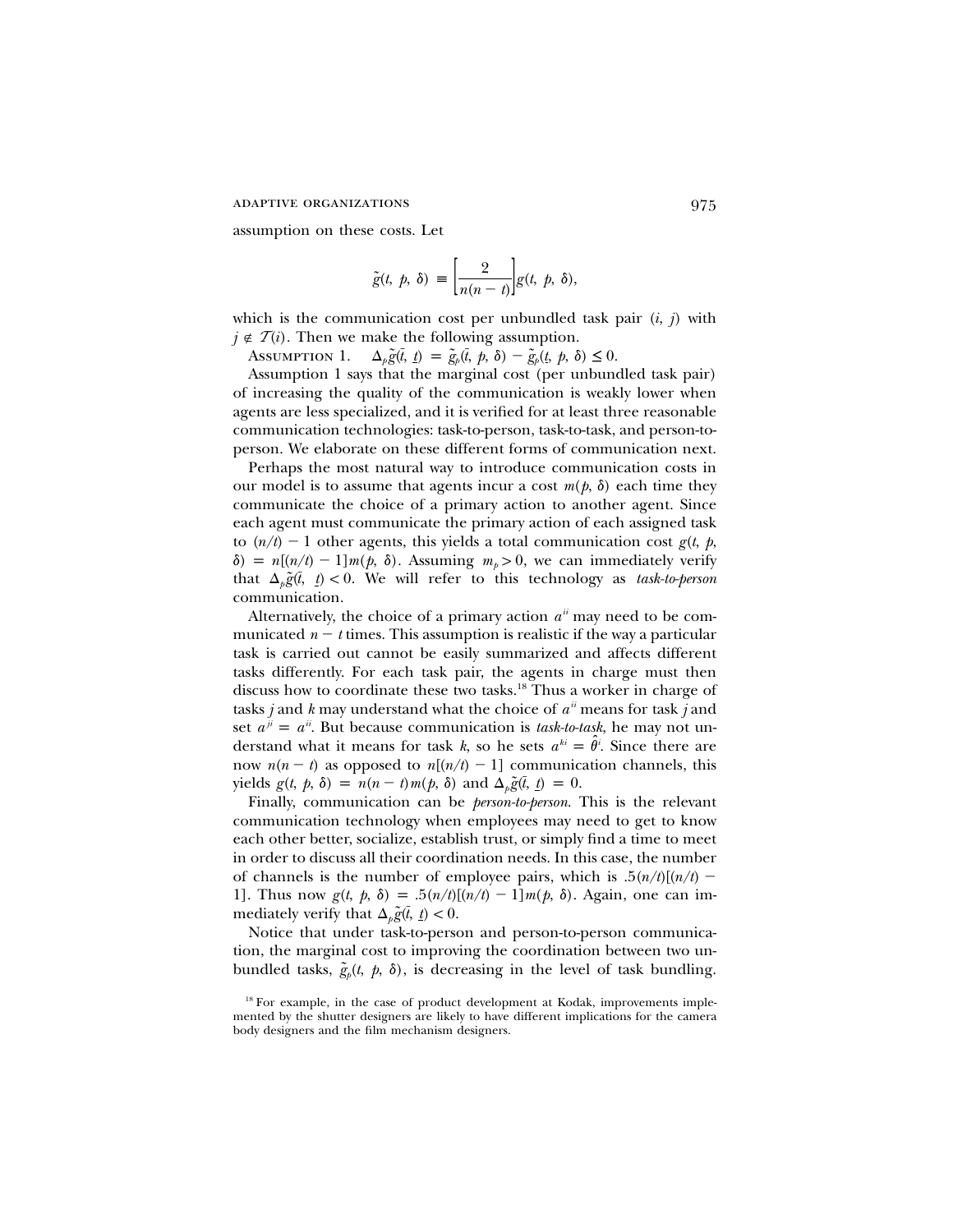assumption on these costs. Let

$$\tilde{g}(t,\ p,\ \delta) \equiv \left[\frac{2}{n(n-t)}\right] g(t,\ p,\ \delta),$$

which is the communication cost per unbundled task pair $(i, j)$ with $j \notin \mathcal{T}(i)$. Then we make the following assumption.

ASSUMPTION 1. $\Delta_p \tilde{g}(\bar{t}, \underline{t}) = \tilde{g}_p(\bar{t}, p, \delta) - \tilde{g}_p(\underline{t}, p, \delta) \leq 0.$

Assumption 1 says that the marginal cost (per unbundled task pair) of increasing the quality of the communication is weakly lower when agents are less specialized, and it is verified for at least three reasonable communication technologies: task-to-person, task-to-task, and person-to-person. We elaborate on these different forms of communication next.

Perhaps the most natural way to introduce communication costs in our model is to assume that agents incur a cost $m(p, \delta)$ each time they communicate the choice of a primary action to another agent. Since each agent must communicate the primary action of each assigned task to $(n/t) - 1$ other agents, this yields a total communication cost $g(t, p, \delta) = n[(n/t) - 1]m(p, \delta)$. Assuming $m_p > 0$, we can immediately verify that $\Delta_p \tilde{g}(\bar{t}, \underline{t}) < 0$. We will refer to this technology as *task-to-person* communication.

Alternatively, the choice of a primary action $a^{ii}$ may need to be communicated $n - t$ times. This assumption is realistic if the way a particular task is carried out cannot be easily summarized and affects different tasks differently. For each task pair, the agents in charge must then discuss how to coordinate these two tasks.[18] Thus a worker in charge of tasks $j$ and $k$ may understand what the choice of $a^{ii}$ means for task $j$ and set $a^{ji} = a^{ii}$. But because communication is *task-to-task*, he may not understand what it means for task $k$, so he sets $a^{ki} = \hat{\theta}^i$. Since there are now $n(n - t)$ as opposed to $n[(n/t) - 1]$ communication channels, this yields $g(t, p, \delta) = n(n - t)m(p, \delta)$ and $\Delta_p \tilde{g}(\bar{t}, \underline{t}) = 0$.

Finally, communication can be *person-to-person*. This is the relevant communication technology when employees may need to get to know each other better, socialize, establish trust, or simply find a time to meet in order to discuss all their coordination needs. In this case, the number of channels is the number of employee pairs, which is $.5(n/t)[(n/t) - 1]$. Thus now $g(t, p, \delta) = .5(n/t)[(n/t) - 1]m(p, \delta)$. Again, one can immediately verify that $\Delta_p \tilde{g}(\bar{t}, \underline{t}) < 0$.

Notice that under task-to-person and person-to-person communication, the marginal cost to improving the coordination between two unbundled tasks, $\tilde{g}_p(t, p, \delta)$, is decreasing in the level of task bundling.

[18] For example, in the case of product development at Kodak, improvements implemented by the shutter designers are likely to have different implications for the camera body designers and the film mechanism designers.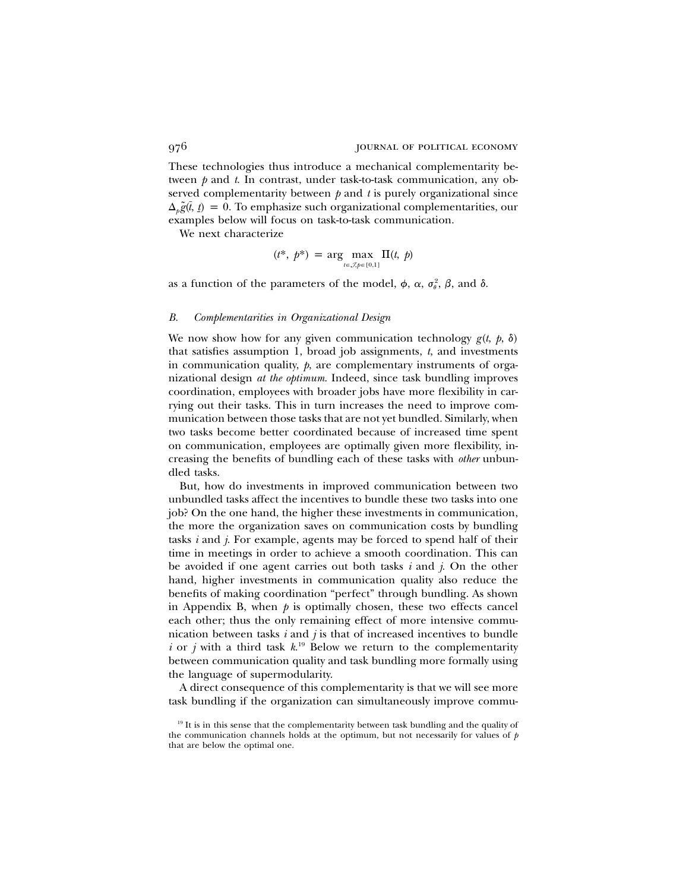These technologies thus introduce a mechanical complementarity between $p$ and $t$. In contrast, under task-to-task communication, any observed complementarity between $p$ and $t$ is purely organizational since $\Delta_p \tilde{g}(\bar{t}, \underline{t}) = 0$. To emphasize such organizational complementarities, our examples below will focus on task-to-task communication.

We next characterize

$$(t^*, p^*) = \arg \max_{t \in \mathcal{T}, p \in [0,1]} \Pi(t, p)$$

as a function of the parameters of the model, $\phi$, $\alpha$, $\sigma_\theta^2$, $\beta$, and $\delta$.

### *B. Complementarities in Organizational Design*

We now show how for any given communication technology $g(t, p, \delta)$ that satisfies assumption 1, broad job assignments, $t$, and investments in communication quality, $p$, are complementary instruments of organizational design *at the optimum*. Indeed, since task bundling improves coordination, employees with broader jobs have more flexibility in carrying out their tasks. This in turn increases the need to improve communication between those tasks that are not yet bundled. Similarly, when two tasks become better coordinated because of increased time spent on communication, employees are optimally given more flexibility, increasing the benefits of bundling each of these tasks with *other* unbundled tasks.

But, how do investments in improved communication between two unbundled tasks affect the incentives to bundle these two tasks into one job? On the one hand, the higher these investments in communication, the more the organization saves on communication costs by bundling tasks $i$ and $j$. For example, agents may be forced to spend half of their time in meetings in order to achieve a smooth coordination. This can be avoided if one agent carries out both tasks $i$ and $j$. On the other hand, higher investments in communication quality also reduce the benefits of making coordination "perfect" through bundling. As shown in Appendix B, when $p$ is optimally chosen, these two effects cancel each other; thus the only remaining effect of more intensive communication between tasks $i$ and $j$ is that of increased incentives to bundle $i$ or $j$ with a third task $k$.[19] Below we return to the complementarity between communication quality and task bundling more formally using the language of supermodularity.

A direct consequence of this complementarity is that we will see more task bundling if the organization can simultaneously improve commu-

[19] It is in this sense that the complementarity between task bundling and the quality of the communication channels holds at the optimum, but not necessarily for values of $p$ that are below the optimal one.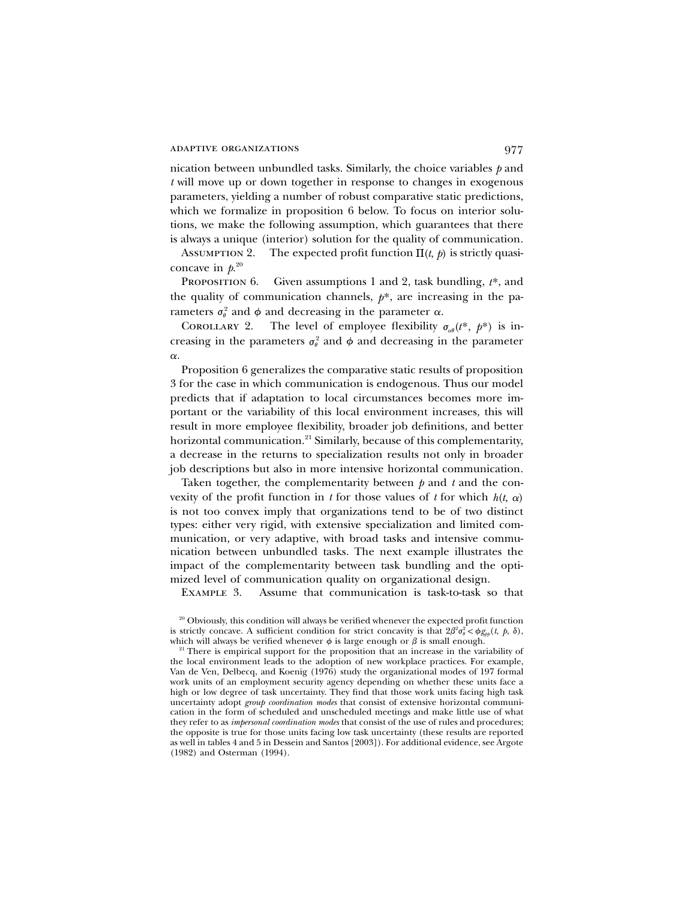nication between unbundled tasks. Similarly, the choice variables $p$ and $t$ will move up or down together in response to changes in exogenous parameters, yielding a number of robust comparative static predictions, which we formalize in proposition 6 below. To focus on interior solutions, we make the following assumption, which guarantees that there is always a unique (interior) solution for the quality of communication.

Assumption 2. The expected profit function $\Pi(t, p)$ is strictly quasiconcave in $p$.[20]

Proposition 6. Given assumptions 1 and 2, task bundling, $t^*$, and the quality of communication channels, $p^*$, are increasing in the parameters $\sigma_\theta^2$ and $\phi$ and decreasing in the parameter $\alpha$.

Corollary 2. The level of employee flexibility $\sigma_{a\theta}(t^*, p^*)$ is increasing in the parameters $\sigma_\theta^2$ and $\phi$ and decreasing in the parameter $\alpha$.

Proposition 6 generalizes the comparative static results of proposition 3 for the case in which communication is endogenous. Thus our model predicts that if adaptation to local circumstances becomes more important or the variability of this local environment increases, this will result in more employee flexibility, broader job definitions, and better horizontal communication.[21] Similarly, because of this complementarity, a decrease in the returns to specialization results not only in broader job descriptions but also in more intensive horizontal communication.

Taken together, the complementarity between $p$ and $t$ and the convexity of the profit function in $t$ for those values of $t$ for which $h(t, \alpha)$ is not too convex imply that organizations tend to be of two distinct types: either very rigid, with extensive specialization and limited communication, or very adaptive, with broad tasks and intensive communication between unbundled tasks. The next example illustrates the impact of the complementarity between task bundling and the optimized level of communication quality on organizational design.

Example 3. Assume that communication is task-to-task so that

[20] Obviously, this condition will always be verified whenever the expected profit function is strictly concave. A sufficient condition for strict concavity is that $2\beta^2\sigma_\theta^2 < \phi g_{pp}(t, p, \delta)$, which will always be verified whenever $\phi$ is large enough or $\beta$ is small enough.

[21] There is empirical support for the proposition that an increase in the variability of the local environment leads to the adoption of new workplace practices. For example, Van de Ven, Delbecq, and Koenig (1976) study the organizational modes of 197 formal work units of an employment security agency depending on whether these units face a high or low degree of task uncertainty. They find that those work units facing high task uncertainty adopt *group coordination modes* that consist of extensive horizontal communication in the form of scheduled and unscheduled meetings and make little use of what they refer to as *impersonal coordination modes* that consist of the use of rules and procedures; the opposite is true for those units facing low task uncertainty (these results are reported as well in tables 4 and 5 in Dessein and Santos [2003]). For additional evidence, see Argote (1982) and Osterman (1994).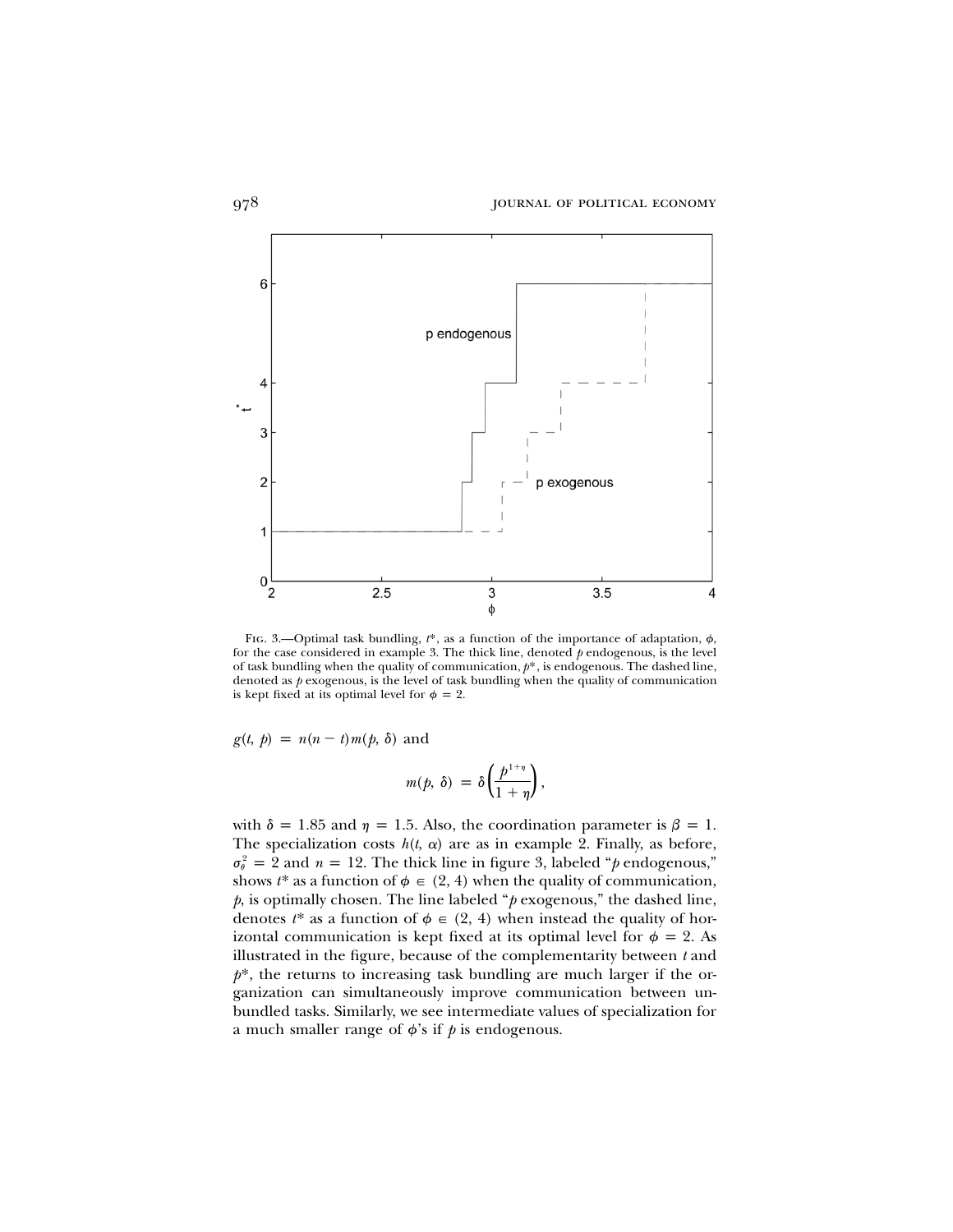Fig. 3.—Optimal task bundling, $t^*$, as a function of the importance of adaptation, $\phi$, for the case considered in example 3. The thick line, denoted $p$ endogenous, is the level of task bundling when the quality of communication, $p^*$, is endogenous. The dashed line, denoted as $p$ exogenous, is the level of task bundling when the quality of communication is kept fixed at its optimal level for $\phi = 2$.

$g(t, p) = n(n - t)m(p, \delta)$ and

$$m(p, \delta) = \delta\left(\frac{p^{1+\eta}}{1+\eta}\right),$$

with $\delta = 1.85$ and $\eta = 1.5$. Also, the coordination parameter is $\beta = 1$. The specialization costs $h(t, \alpha)$ are as in example 2. Finally, as before, $\sigma_\theta^2 = 2$ and $n = 12$. The thick line in figure 3, labeled "$p$ endogenous," shows $t^*$ as a function of $\phi \in (2, 4)$ when the quality of communication, $p$, is optimally chosen. The line labeled "$p$ exogenous," the dashed line, denotes $t^*$ as a function of $\phi \in (2, 4)$ when instead the quality of horizontal communication is kept fixed at its optimal level for $\phi = 2$. As illustrated in the figure, because of the complementarity between $t$ and $p^*$, the returns to increasing task bundling are much larger if the organization can simultaneously improve communication between unbundled tasks. Similarly, we see intermediate values of specialization for a much smaller range of $\phi$'s if $p$ is endogenous.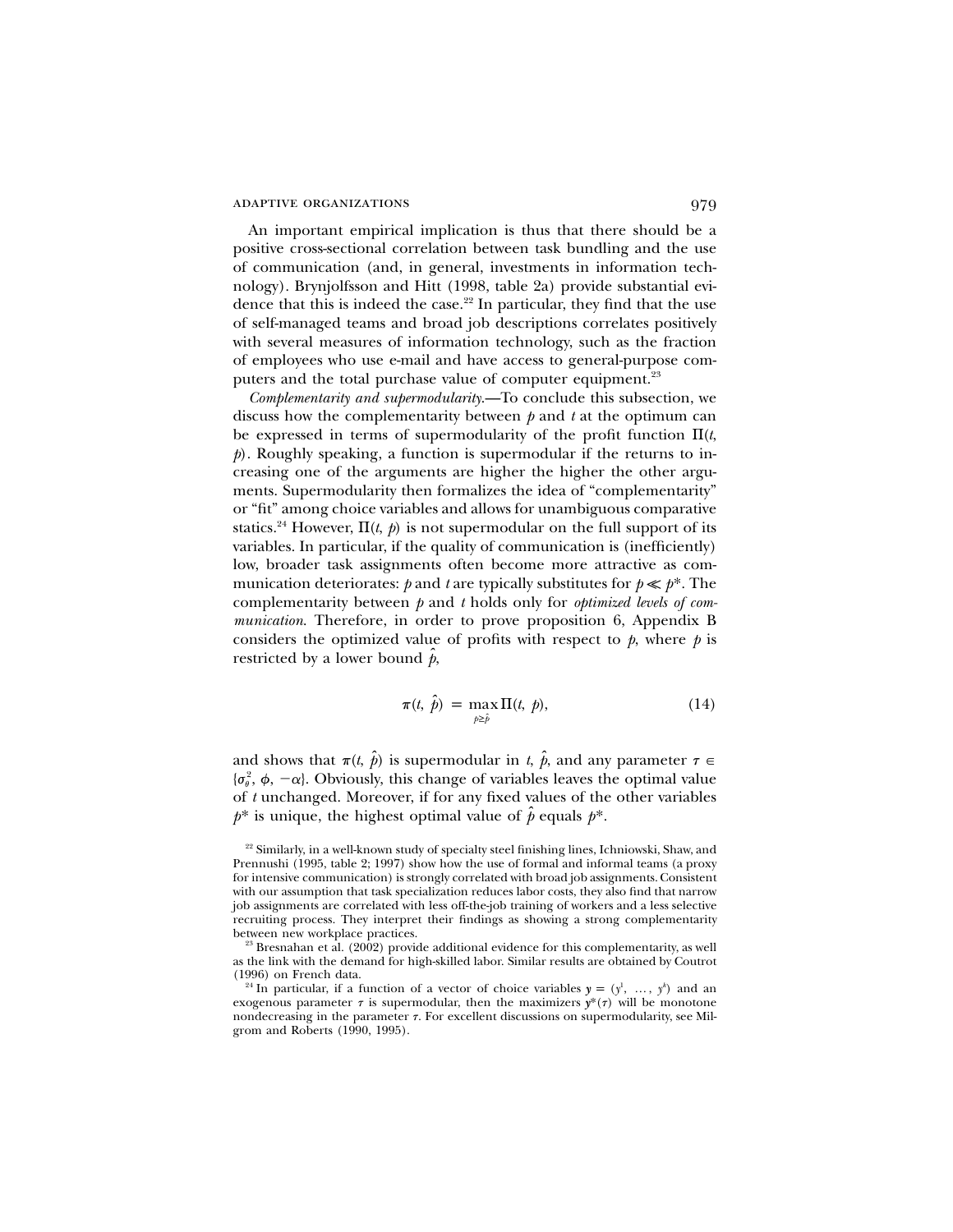An important empirical implication is thus that there should be a positive cross-sectional correlation between task bundling and the use of communication (and, in general, investments in information technology). Brynjolfsson and Hitt (1998, table 2a) provide substantial evidence that this is indeed the case.[22] In particular, they find that the use of self-managed teams and broad job descriptions correlates positively with several measures of information technology, such as the fraction of employees who use e-mail and have access to general-purpose computers and the total purchase value of computer equipment.[23]

*Complementarity and supermodularity.*—To conclude this subsection, we discuss how the complementarity between $p$ and $t$ at the optimum can be expressed in terms of supermodularity of the profit function $\Pi(t, p)$. Roughly speaking, a function is supermodular if the returns to increasing one of the arguments are higher the higher the other arguments. Supermodularity then formalizes the idea of "complementarity" or "fit" among choice variables and allows for unambiguous comparative statics.[24] However, $\Pi(t, p)$ is not supermodular on the full support of its variables. In particular, if the quality of communication is (inefficiently) low, broader task assignments often become more attractive as communication deteriorates: $p$ and $t$ are typically substitutes for $p \ll p^*$. The complementarity between $p$ and $t$ holds only for *optimized levels of communication.* Therefore, in order to prove proposition 6, Appendix B considers the optimized value of profits with respect to $p$, where $p$ is restricted by a lower bound $\hat{p}$,

$$\pi(t, \hat{p}) = \max_{p \geq \hat{p}} \Pi(t, p), \tag{14}$$

and shows that $\pi(t, \hat{p})$ is supermodular in $t$, $\hat{p}$, and any parameter $\tau \in \{\sigma_\theta^2, \phi, -\alpha\}$. Obviously, this change of variables leaves the optimal value of $t$ unchanged. Moreover, if for any fixed values of the other variables $p^*$ is unique, the highest optimal value of $\hat{p}$ equals $p^*$.

[22] Similarly, in a well-known study of specialty steel finishing lines, Ichniowski, Shaw, and Prennushi (1995, table 2; 1997) show how the use of formal and informal teams (a proxy for intensive communication) is strongly correlated with broad job assignments. Consistent with our assumption that task specialization reduces labor costs, they also find that narrow job assignments are correlated with less off-the-job training of workers and a less selective recruiting process. They interpret their findings as showing a strong complementarity between new workplace practices.

[23] Bresnahan et al. (2002) provide additional evidence for this complementarity, as well as the link with the demand for high-skilled labor. Similar results are obtained by Coutrot (1996) on French data.

[24] In particular, if a function of a vector of choice variables $y = (y^1, \ldots, y^k)$ and an exogenous parameter $\tau$ is supermodular, then the maximizers $y^*(\tau)$ will be monotone nondecreasing in the parameter $\tau$. For excellent discussions on supermodularity, see Milgrom and Roberts (1990, 1995).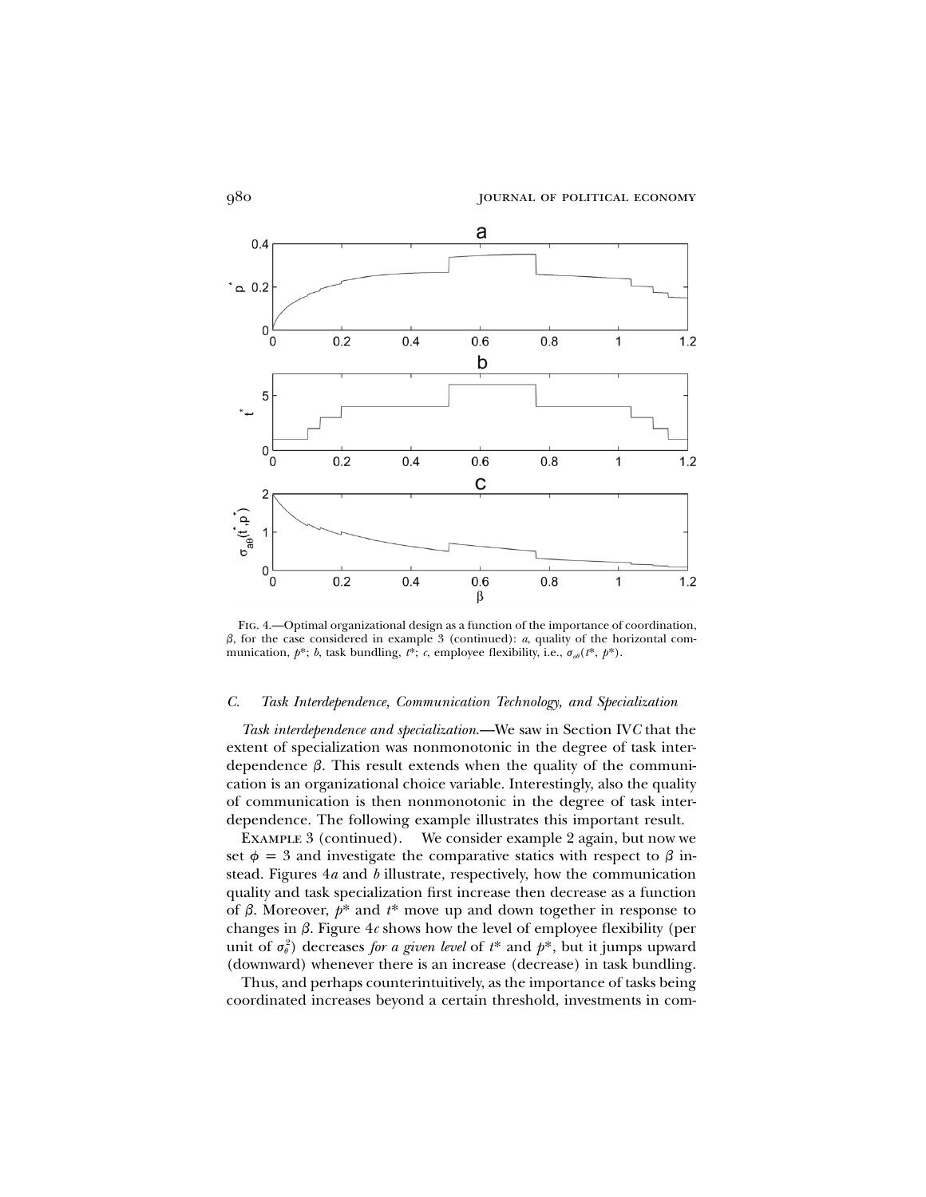Fig. 4.—Optimal organizational design as a function of the importance of coordination, $\beta$, for the case considered in example 3 (continued): *a*, quality of the horizontal communication, $p^*$; *b*, task bundling, $t^*$; *c*, employee flexibility, i.e., $\sigma_{a\theta}(t^*, p^*)$.

### *C. Task Interdependence, Communication Technology, and Specialization*

*Task interdependence and specialization.*—We saw in Section IV*C* that the extent of specialization was nonmonotonic in the degree of task interdependence $\beta$. This result extends when the quality of the communication is an organizational choice variable. Interestingly, also the quality of communication is then nonmonotonic in the degree of task interdependence. The following example illustrates this important result.

Example 3 (continued). We consider example 2 again, but now we set $\phi = 3$ and investigate the comparative statics with respect to $\beta$ instead. Figures 4*a* and *b* illustrate, respectively, how the communication quality and task specialization first increase then decrease as a function of $\beta$. Moreover, $p^*$ and $t^*$ move up and down together in response to changes in $\beta$. Figure 4*c* shows how the level of employee flexibility (per unit of $\sigma_\theta^2$) decreases *for a given level* of $t^*$ and $p^*$, but it jumps upward (downward) whenever there is an increase (decrease) in task bundling.

Thus, and perhaps counterintuitively, as the importance of tasks being coordinated increases beyond a certain threshold, investments in com-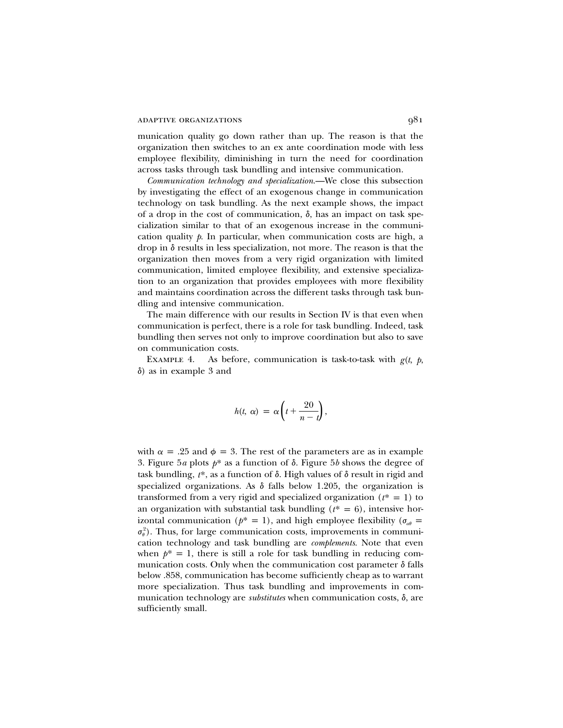munication quality go down rather than up. The reason is that the organization then switches to an ex ante coordination mode with less employee flexibility, diminishing in turn the need for coordination across tasks through task bundling and intensive communication.

*Communication technology and specialization.*—We close this subsection by investigating the effect of an exogenous change in communication technology on task bundling. As the next example shows, the impact of a drop in the cost of communication, $\delta$, has an impact on task specialization similar to that of an exogenous increase in the communication quality $p$. In particular, when communication costs are high, a drop in $\delta$ results in less specialization, not more. The reason is that the organization then moves from a very rigid organization with limited communication, limited employee flexibility, and extensive specialization to an organization that provides employees with more flexibility and maintains coordination across the different tasks through task bundling and intensive communication.

The main difference with our results in Section IV is that even when communication is perfect, there is a role for task bundling. Indeed, task bundling then serves not only to improve coordination but also to save on communication costs.

Example 4. As before, communication is task-to-task with $g(t, p, \delta)$ as in example 3 and

$$h(t, \alpha) = \alpha\left(t + \frac{20}{n - t}\right),$$

with $\alpha = .25$ and $\phi = 3$. The rest of the parameters are as in example 3. Figure 5*a* plots $p^*$ as a function of $\delta$. Figure 5*b* shows the degree of task bundling, $t^*$, as a function of $\delta$. High values of $\delta$ result in rigid and specialized organizations. As $\delta$ falls below 1.205, the organization is transformed from a very rigid and specialized organization ($t^* = 1$) to an organization with substantial task bundling ($t^* = 6$), intensive horizontal communication ($p^* = 1$), and high employee flexibility ($\sigma_{\alpha\theta} = \sigma_\theta^2$). Thus, for large communication costs, improvements in communication technology and task bundling are *complements*. Note that even when $p^* = 1$, there is still a role for task bundling in reducing communication costs. Only when the communication cost parameter $\delta$ falls below .858, communication has become sufficiently cheap as to warrant more specialization. Thus task bundling and improvements in communication technology are *substitutes* when communication costs, $\delta$, are sufficiently small.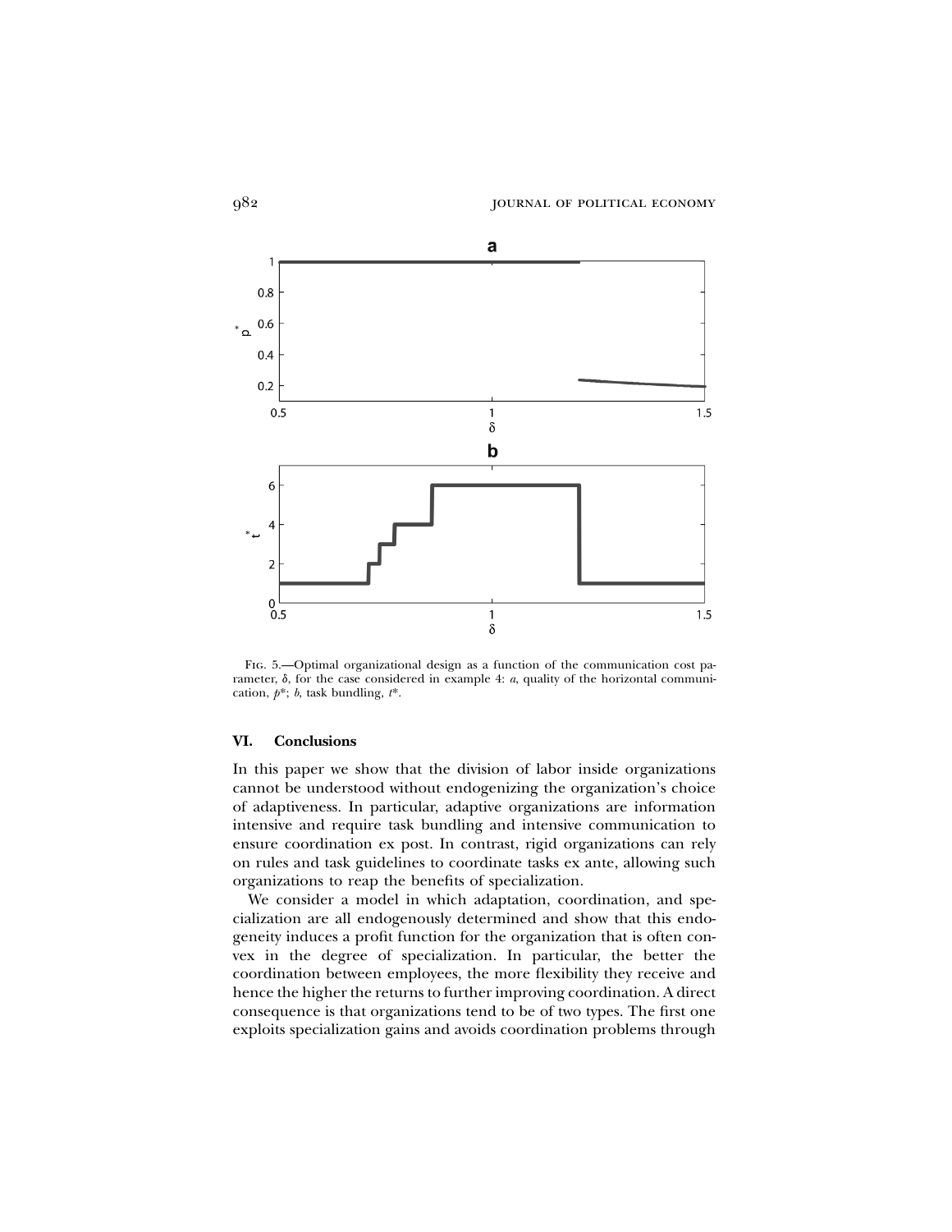Fig. 5.—Optimal organizational design as a function of the communication cost parameter, $\delta$, for the case considered in example 4: *a*, quality of the horizontal communication, $p^*$; *b*, task bundling, $t^*$.

## VI. Conclusions

In this paper we show that the division of labor inside organizations cannot be understood without endogenizing the organization's choice of adaptiveness. In particular, adaptive organizations are information intensive and require task bundling and intensive communication to ensure coordination ex post. In contrast, rigid organizations can rely on rules and task guidelines to coordinate tasks ex ante, allowing such organizations to reap the benefits of specialization.

We consider a model in which adaptation, coordination, and specialization are all endogenously determined and show that this endogeneity induces a profit function for the organization that is often convex in the degree of specialization. In particular, the better the coordination between employees, the more flexibility they receive and hence the higher the returns to further improving coordination. A direct consequence is that organizations tend to be of two types. The first one exploits specialization gains and avoids coordination problems through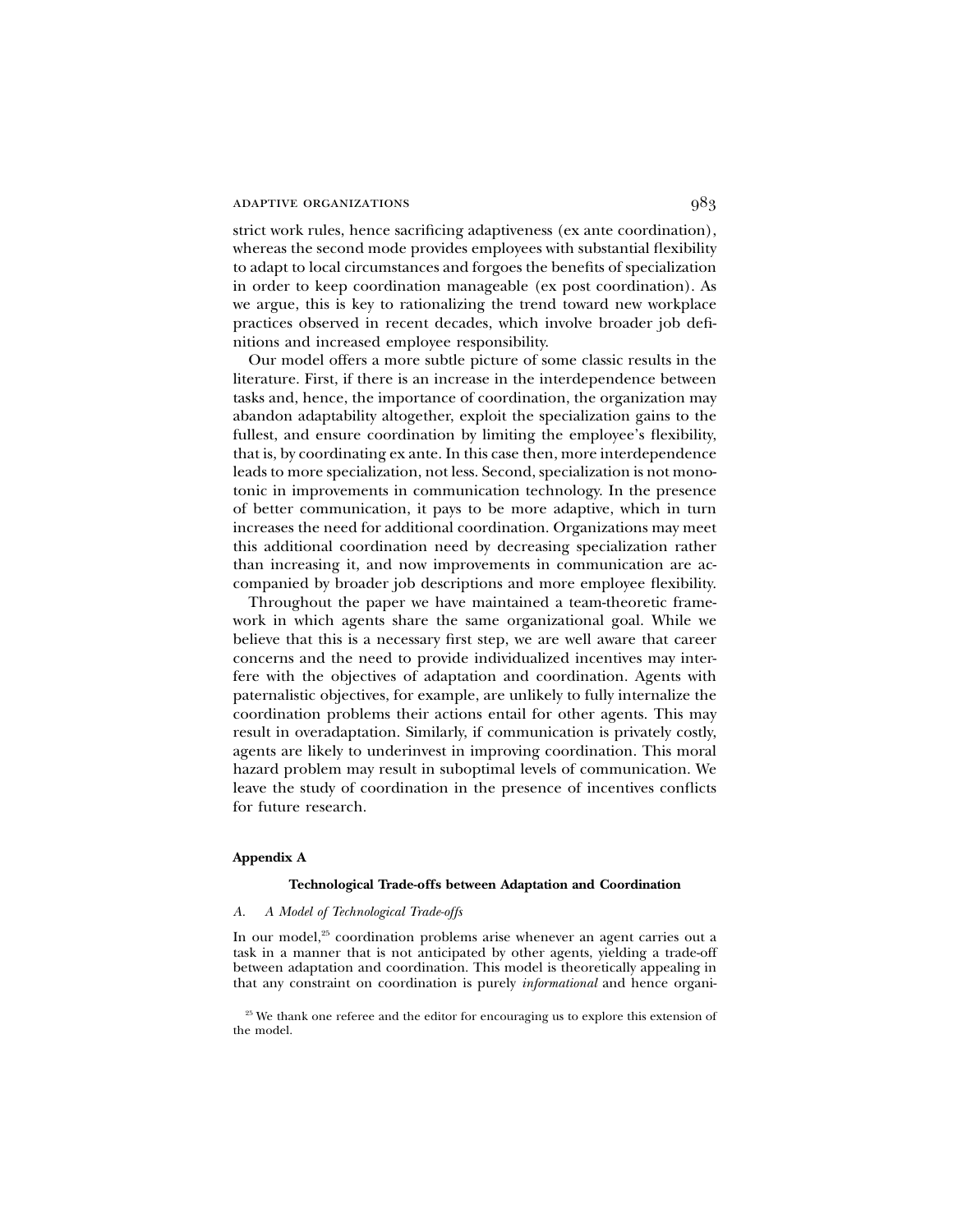strict work rules, hence sacrificing adaptiveness (ex ante coordination), whereas the second mode provides employees with substantial flexibility to adapt to local circumstances and forgoes the benefits of specialization in order to keep coordination manageable (ex post coordination). As we argue, this is key to rationalizing the trend toward new workplace practices observed in recent decades, which involve broader job definitions and increased employee responsibility.

Our model offers a more subtle picture of some classic results in the literature. First, if there is an increase in the interdependence between tasks and, hence, the importance of coordination, the organization may abandon adaptability altogether, exploit the specialization gains to the fullest, and ensure coordination by limiting the employee's flexibility, that is, by coordinating ex ante. In this case then, more interdependence leads to more specialization, not less. Second, specialization is not monotonic in improvements in communication technology. In the presence of better communication, it pays to be more adaptive, which in turn increases the need for additional coordination. Organizations may meet this additional coordination need by decreasing specialization rather than increasing it, and now improvements in communication are accompanied by broader job descriptions and more employee flexibility.

Throughout the paper we have maintained a team-theoretic framework in which agents share the same organizational goal. While we believe that this is a necessary first step, we are well aware that career concerns and the need to provide individualized incentives may interfere with the objectives of adaptation and coordination. Agents with paternalistic objectives, for example, are unlikely to fully internalize the coordination problems their actions entail for other agents. This may result in overadaptation. Similarly, if communication is privately costly, agents are likely to underinvest in improving coordination. This moral hazard problem may result in suboptimal levels of communication. We leave the study of coordination in the presence of incentives conflicts for future research.

## Appendix A

### Technological Trade-offs between Adaptation and Coordination

#### *A. A Model of Technological Trade-offs*

In our model,[25] coordination problems arise whenever an agent carries out a task in a manner that is not anticipated by other agents, yielding a trade-off between adaptation and coordination. This model is theoretically appealing in that any constraint on coordination is purely *informational* and hence organi-

[25] We thank one referee and the editor for encouraging us to explore this extension of the model.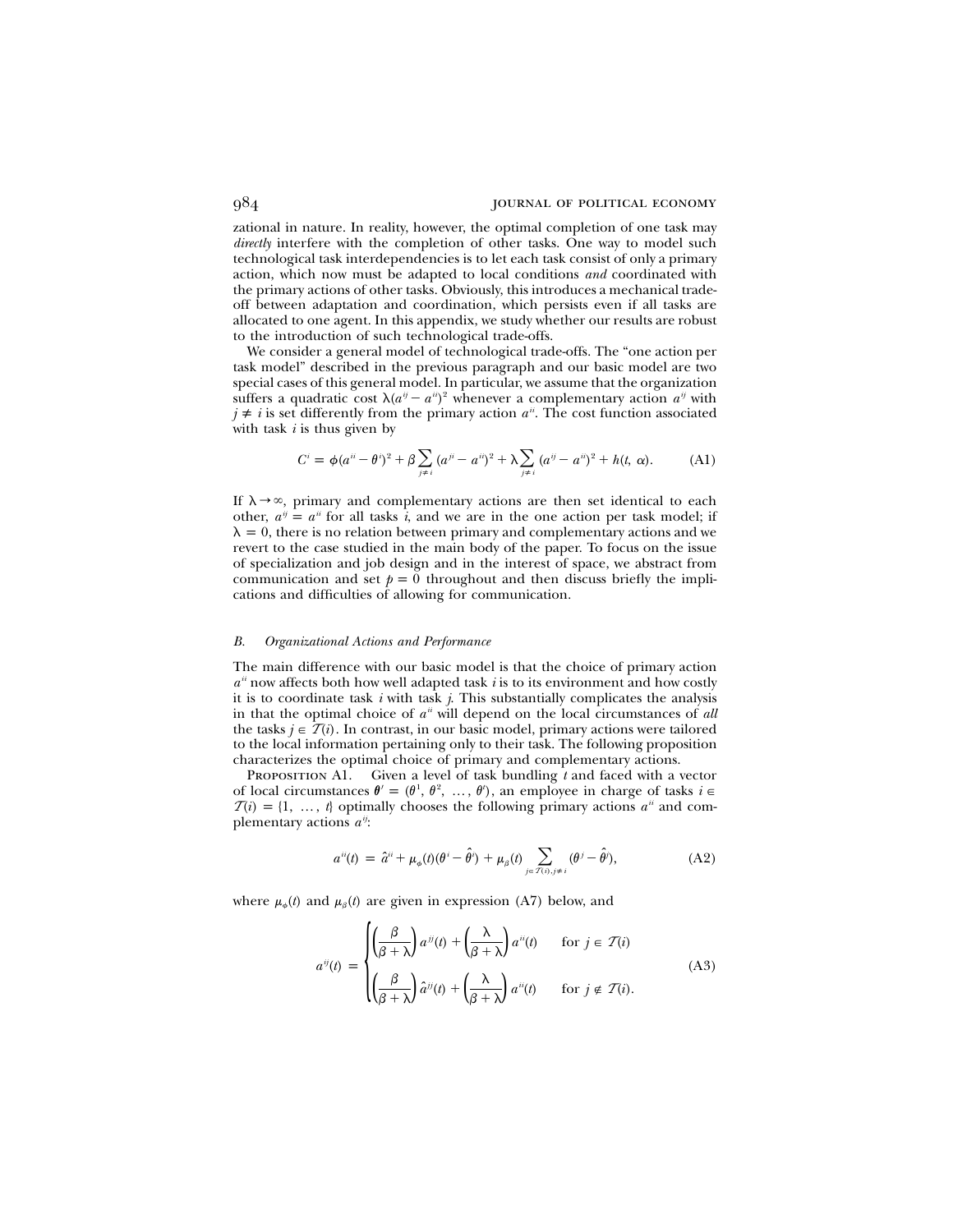zational in nature. In reality, however, the optimal completion of one task may *directly* interfere with the completion of other tasks. One way to model such technological task interdependencies is to let each task consist of only a primary action, which now must be adapted to local conditions *and* coordinated with the primary actions of other tasks. Obviously, this introduces a mechanical trade-off between adaptation and coordination, which persists even if all tasks are allocated to one agent. In this appendix, we study whether our results are robust to the introduction of such technological trade-offs.

We consider a general model of technological trade-offs. The "one action per task model" described in the previous paragraph and our basic model are two special cases of this general model. In particular, we assume that the organization suffers a quadratic cost $\lambda(a^{ij} - a^{ii})^2$ whenever a complementary action $a^{ij}$ with $j \neq i$ is set differently from the primary action $a^{ii}$. The cost function associated with task $i$ is thus given by

$$C^i = \phi(a^{ii} - \theta^i)^2 + \beta \sum_{j \neq i} (a^{ji} - a^{ii})^2 + \lambda \sum_{j \neq i} (a^{ij} - a^{ii})^2 + h(t, \alpha). \tag{A1}$$

If $\lambda \to \infty$, primary and complementary actions are then set identical to each other, $a^{ij} = a^{ii}$ for all tasks $i$, and we are in the one action per task model; if $\lambda = 0$, there is no relation between primary and complementary actions and we revert to the case studied in the main body of the paper. To focus on the issue of specialization and job design and in the interest of space, we abstract from communication and set $p = 0$ throughout and then discuss briefly the implications and difficulties of allowing for communication.

### B. Organizational Actions and Performance

The main difference with our basic model is that the choice of primary action $a^{ii}$ now affects both how well adapted task $i$ is to its environment and how costly it is to coordinate task $i$ with task $j$. This substantially complicates the analysis in that the optimal choice of $a^{ii}$ will depend on the local circumstances of *all* the tasks $j \in \mathcal{T}(i)$. In contrast, in our basic model, primary actions were tailored to the local information pertaining only to their task. The following proposition characterizes the optimal choice of primary and complementary actions.

Proposition A1. Given a level of task bundling $t$ and faced with a vector of local circumstances $\boldsymbol{\theta}^t = (\theta^1, \theta^2, \dots, \theta^t)$, an employee in charge of tasks $i \in \mathcal{T}(i) = \{1, \dots, t\}$ optimally chooses the following primary actions $a^{ii}$ and complementary actions $a^{ij}$:

$$a^{ii}(t) = \hat{a}^{ii} + \mu_\phi(t)(\theta^i - \hat{\theta}^i) + \mu_\beta(t) \sum_{j \in \mathcal{T}(i), j \neq i} (\theta^j - \hat{\theta}^j), \tag{A2}$$

where $\mu_\phi(t)$ and $\mu_\beta(t)$ are given in expression (A7) below, and

$$a^{ij}(t) = \begin{cases} \left(\dfrac{\beta}{\beta + \lambda}\right) a^{jj}(t) + \left(\dfrac{\lambda}{\beta + \lambda}\right) a^{ii}(t) & \text{for } j \in \mathcal{T}(i) \\[2ex] \left(\dfrac{\beta}{\beta + \lambda}\right) \hat{a}^{jj}(t) + \left(\dfrac{\lambda}{\beta + \lambda}\right) a^{ii}(t) & \text{for } j \notin \mathcal{T}(i). \end{cases} \tag{A3}$$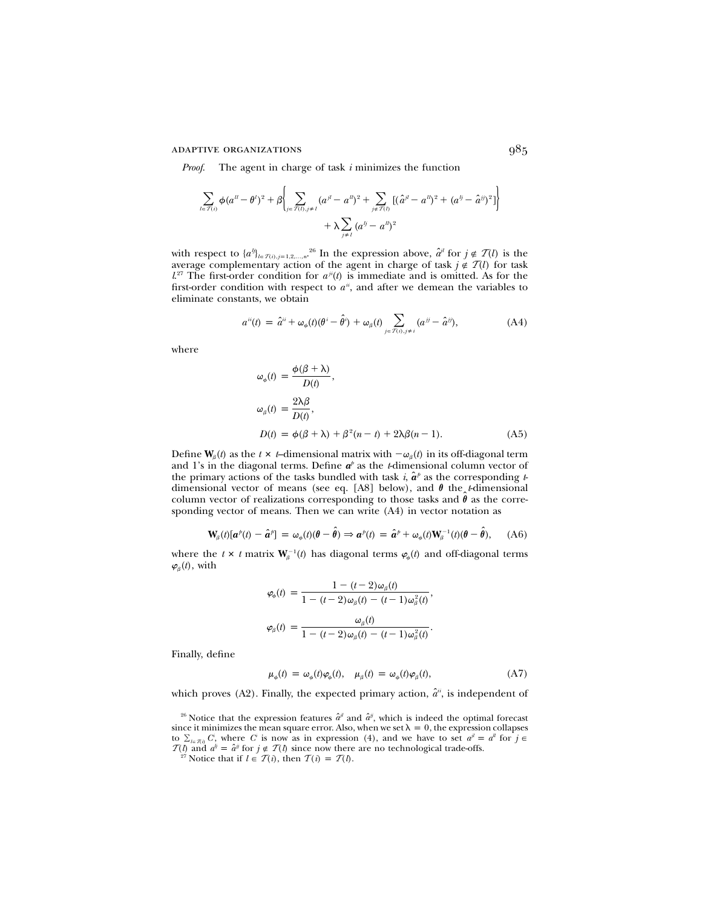*Proof.* The agent in charge of task $i$ minimizes the function

$$\sum_{l\in\mathcal{T}(i)}\phi(a^{ll}-\theta^{l})^2+\beta\left\{\sum_{j\in\mathcal{T}(l),j\neq l}(a^{jl}-a^{ll})^2+\sum_{j\notin\mathcal{T}(l)}[(\hat{a}^{jl}-a^{ll})^2+(a^{lj}-\hat{a}^{jj})^2]\right\}$$
$$+\lambda\sum_{j\neq l}(a^{lj}-a^{ll})^2$$

with respect to $\{a^{lj}\}_{l\in\mathcal{T}(i),j=1,2,\ldots,n}$.[26] In the expression above, $\hat{a}^{jl}$ for $j\notin\mathcal{T}(l)$ is the average complementary action of the agent in charge of task $j\notin\mathcal{T}(l)$ for task $l$.[27] The first-order condition for $a^{ji}(t)$ is immediate and is omitted. As for the first-order condition with respect to $a^{ii}$, and after we demean the variables to eliminate constants, we obtain

$$a^{ii}(t)=\hat{a}^{ii}+\omega_{\phi}(t)(\theta^{i}-\hat{\theta}^{i})+\omega_{\beta}(t)\sum_{j\in\mathcal{T}(i),j\neq i}(a^{jj}-\hat{a}^{jj}),\tag{A4}$$

where

$$\omega_{\phi}(t)=\frac{\phi(\beta+\lambda)}{D(t)},$$

$$\omega_{\beta}(t)=\frac{2\lambda\beta}{D(t)},$$

$$D(t)=\phi(\beta+\lambda)+\beta^2(n-t)+2\lambda\beta(n-1).\tag{A5}$$

Define $\mathbf{W}_{\beta}(t)$ as the $t\times t$–dimensional matrix with $-\omega_{\beta}(t)$ in its off-diagonal term and 1's in the diagonal terms. Define $\boldsymbol{a}^{p}$ as the $t$-dimensional column vector of the primary actions of the tasks bundled with task $i$, $\hat{\boldsymbol{a}}^{p}$ as the corresponding $t$-dimensional vector of means (see eq. [A8] below), and $\boldsymbol{\theta}$ the $t$-dimensional column vector of realizations corresponding to those tasks and $\hat{\boldsymbol{\theta}}$ as the corresponding vector of means. Then we can write (A4) in vector notation as

$$\mathbf{W}_{\beta}(t)[\boldsymbol{a}^{p}(t)-\hat{\boldsymbol{a}}^{p}]=\omega_{\phi}(t)(\boldsymbol{\theta}-\hat{\boldsymbol{\theta}})\Rightarrow\boldsymbol{a}^{p}(t)=\hat{\boldsymbol{a}}^{p}+\omega_{\phi}(t)\mathbf{W}_{\beta}^{-1}(t)(\boldsymbol{\theta}-\hat{\boldsymbol{\theta}}),\tag{A6}$$

where the $t\times t$ matrix $\mathbf{W}_{\beta}^{-1}(t)$ has diagonal terms $\varphi_{\phi}(t)$ and off-diagonal terms $\varphi_{\beta}(t)$, with

$$\varphi_{\phi}(t)=\frac{1-(t-2)\omega_{\beta}(t)}{1-(t-2)\omega_{\beta}(t)-(t-1)\omega_{\beta}^2(t)},$$

$$\varphi_{\beta}(t)=\frac{\omega_{\beta}(t)}{1-(t-2)\omega_{\beta}(t)-(t-1)\omega_{\beta}^2(t)}.$$

Finally, define

$$\mu_{\phi}(t)=\omega_{\phi}(t)\varphi_{\phi}(t),\quad\mu_{\beta}(t)=\omega_{\phi}(t)\varphi_{\beta}(t),\tag{A7}$$

which proves (A2). Finally, the expected primary action, $\hat{a}^{ii}$, is independent of

[26] Notice that the expression features $\hat{a}^{jl}$ and $\hat{a}^{jj}$, which is indeed the optimal forecast since it minimizes the mean square error. Also, when we set $\lambda=0$, the expression collapses to $\sum_{l\in\mathcal{T}(i)}C^{l}$, where $C^{l}$ is now as in expression (4), and we have to set $a^{jl}=a^{ll}$ for $j\in\mathcal{T}(l)$ and $a^{lj}=\hat{a}^{jj}$ for $j\notin\mathcal{T}(l)$ since now there are no technological trade-offs.

[27] Notice that if $l\in\mathcal{T}(i)$, then $\mathcal{T}(i)=\mathcal{T}(l)$.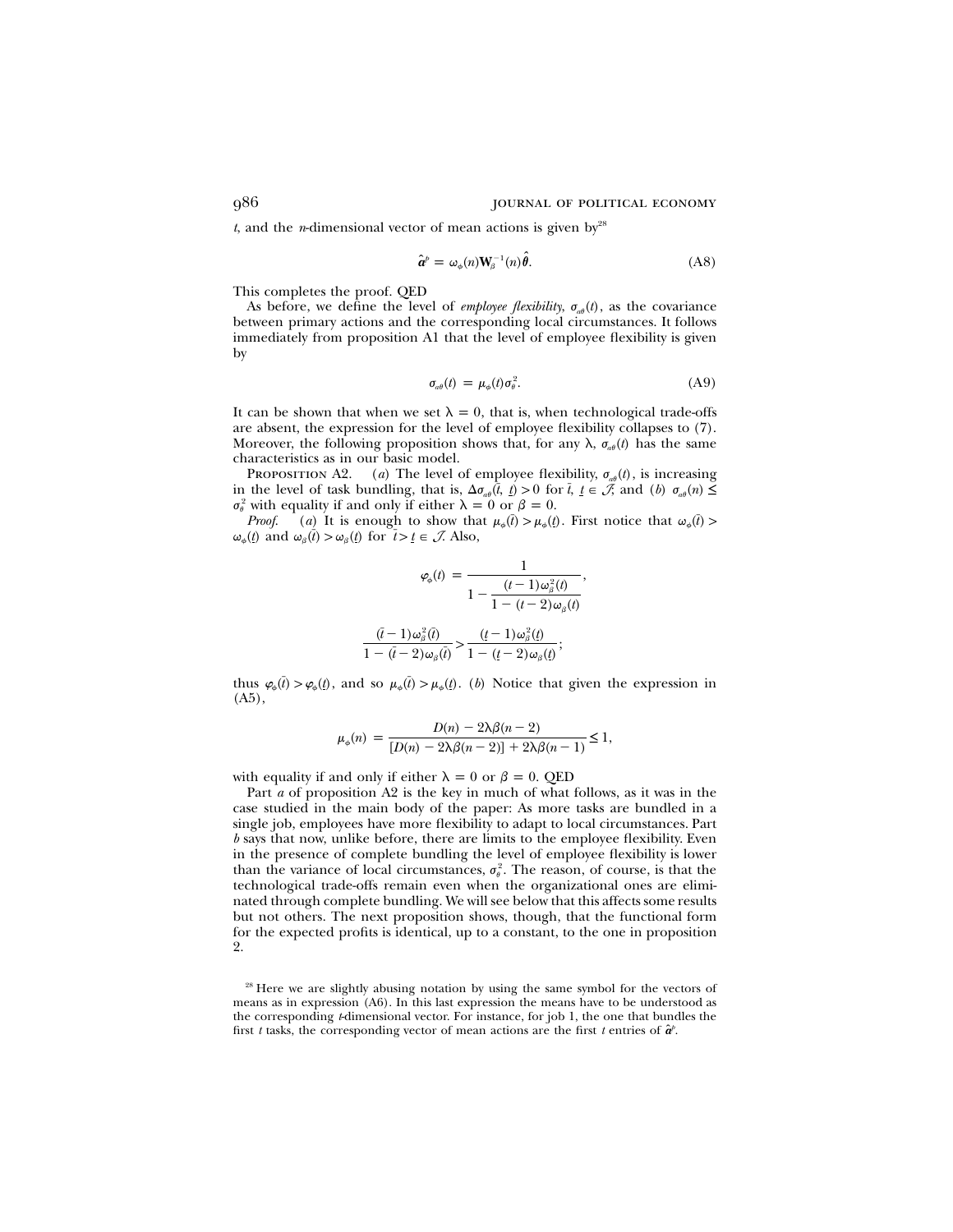$t$, and the $n$-dimensional vector of mean actions is given by[28]

$$\hat{\boldsymbol{a}}^p = \omega_\phi(n)\mathbf{W}_\beta^{-1}(n)\hat{\boldsymbol{\theta}}. \tag{A8}$$

This completes the proof. QED

As before, we define the level of *employee flexibility*, $\sigma_{a\theta}(t)$, as the covariance between primary actions and the corresponding local circumstances. It follows immediately from proposition A1 that the level of employee flexibility is given by

$$\sigma_{a\theta}(t) = \mu_\phi(t)\sigma_\theta^2. \tag{A9}$$

It can be shown that when we set $\lambda = 0$, that is, when technological trade-offs are absent, the expression for the level of employee flexibility collapses to (7). Moreover, the following proposition shows that, for any $\lambda$, $\sigma_{a\theta}(t)$ has the same characteristics as in our basic model.

Proposition A2. (*a*) The level of employee flexibility, $\sigma_{a\theta}(t)$, is increasing in the level of task bundling, that is, $\Delta\sigma_{a\theta}(\bar{t}, \underline{t}) > 0$ for $\bar{t}$, $\underline{t} \in \mathcal{T}$, and (*b*) $\sigma_{a\theta}(n) \leq \sigma_\theta^2$ with equality if and only if either $\lambda = 0$ or $\beta = 0$.

*Proof.* (*a*) It is enough to show that $\mu_\phi(\bar{t}) > \mu_\phi(\underline{t})$. First notice that $\omega_\phi(\bar{t}) > \omega_\phi(\underline{t})$ and $\omega_\beta(\bar{t}) > \omega_\beta(\underline{t})$ for $\bar{t} > \underline{t} \in \mathcal{T}$. Also,

$$\varphi_\phi(t) = \frac{1}{1 - \dfrac{(t-1)\omega_\beta^2(t)}{1-(t-2)\omega_\beta(t)}},$$

$$\frac{(\bar{t}-1)\omega_\beta^2(\bar{t})}{1-(\bar{t}-2)\omega_\beta(\bar{t})} > \frac{(\underline{t}-1)\omega_\beta^2(\underline{t})}{1-(\underline{t}-2)\omega_\beta(\underline{t})};$$

thus $\varphi_\phi(\bar{t}) > \varphi_\phi(\underline{t})$, and so $\mu_\phi(\bar{t}) > \mu_\phi(\underline{t})$. (*b*) Notice that given the expression in (A5),

$$\mu_\phi(n) = \frac{D(n) - 2\lambda\beta(n-2)}{[D(n) - 2\lambda\beta(n-2)] + 2\lambda\beta(n-1)} \leq 1,$$

with equality if and only if either $\lambda = 0$ or $\beta = 0$. QED

Part *a* of proposition A2 is the key in much of what follows, as it was in the case studied in the main body of the paper: As more tasks are bundled in a single job, employees have more flexibility to adapt to local circumstances. Part *b* says that now, unlike before, there are limits to the employee flexibility. Even in the presence of complete bundling the level of employee flexibility is lower than the variance of local circumstances, $\sigma_\theta^2$. The reason, of course, is that the technological trade-offs remain even when the organizational ones are eliminated through complete bundling. We will see below that this affects some results but not others. The next proposition shows, though, that the functional form for the expected profits is identical, up to a constant, to the one in proposition 2.

[28] Here we are slightly abusing notation by using the same symbol for the vectors of means as in expression (A6). In this last expression the means have to be understood as the corresponding $t$-dimensional vector. For instance, for job 1, the one that bundles the first $t$ tasks, the corresponding vector of mean actions are the first $t$ entries of $\hat{\boldsymbol{a}}^p$.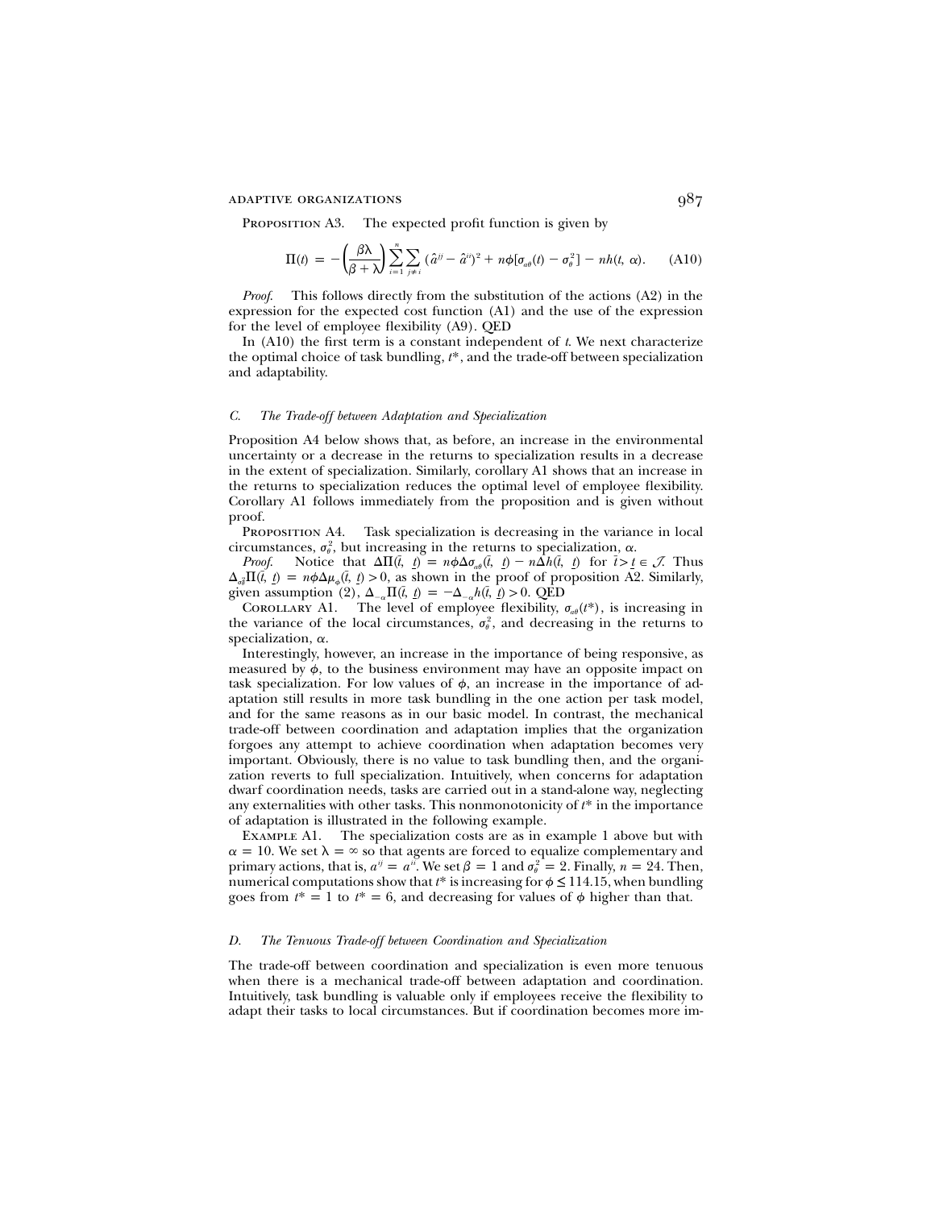Proposition A3. The expected profit function is given by

$$\Pi(t) = -\left(\frac{\beta\lambda}{\beta+\lambda}\right)\sum_{i=1}^{n}\sum_{j\neq i}(\hat{a}^{ij}-\hat{a}^{ii})^2 + n\phi[\sigma_{a\theta}(t)-\sigma_\theta^2] - nh(t,\alpha). \tag{A10}$$

*Proof.* This follows directly from the substitution of the actions (A2) in the expression for the expected cost function (A1) and the use of the expression for the level of employee flexibility (A9). QED

In (A10) the first term is a constant independent of $t$. We next characterize the optimal choice of task bundling, $t^*$, and the trade-off between specialization and adaptability.

### *C. The Trade-off between Adaptation and Specialization*

Proposition A4 below shows that, as before, an increase in the environmental uncertainty or a decrease in the returns to specialization results in a decrease in the extent of specialization. Similarly, corollary A1 shows that an increase in the returns to specialization reduces the optimal level of employee flexibility. Corollary A1 follows immediately from the proposition and is given without proof.

Proposition A4. Task specialization is decreasing in the variance in local circumstances, $\sigma_\theta^2$, but increasing in the returns to specialization, $\alpha$.

*Proof.* Notice that $\Delta\Pi(\bar{t},\underline{t}) = n\phi\Delta\sigma_{a\theta}(\bar{t},\underline{t}) - n\Delta h(\bar{t},\underline{t})$ for $\bar{t} > \underline{t} \in \mathcal{J}$. Thus $\Delta_{\sigma_\theta^2}\Pi(\bar{t},\underline{t}) = n\phi\Delta\mu_\phi(\bar{t},\underline{t}) > 0$, as shown in the proof of proposition A2. Similarly, given assumption (2), $\Delta_{-\alpha}\Pi(\bar{t},\underline{t}) = -\Delta_{-\alpha}h(\bar{t},\underline{t}) > 0$. QED

Corollary A1. The level of employee flexibility, $\sigma_{a\theta}(t^*)$, is increasing in the variance of the local circumstances, $\sigma_\theta^2$, and decreasing in the returns to specialization, $\alpha$.

Interestingly, however, an increase in the importance of being responsive, as measured by $\phi$, to the business environment may have an opposite impact on task specialization. For low values of $\phi$, an increase in the importance of adaptation still results in more task bundling in the one action per task model, and for the same reasons as in our basic model. In contrast, the mechanical trade-off between coordination and adaptation implies that the organization forgoes any attempt to achieve coordination when adaptation becomes very important. Obviously, there is no value to task bundling then, and the organization reverts to full specialization. Intuitively, when concerns for adaptation dwarf coordination needs, tasks are carried out in a stand-alone way, neglecting any externalities with other tasks. This nonmonotonicity of $t^*$ in the importance of adaptation is illustrated in the following example.

Example A1. The specialization costs are as in example 1 above but with $\alpha = 10$. We set $\lambda = \infty$ so that agents are forced to equalize complementary and primary actions, that is, $a^{ij} = a^{ii}$. We set $\beta = 1$ and $\sigma_\theta^2 = 2$. Finally, $n = 24$. Then, numerical computations show that $t^*$ is increasing for $\phi \leq 114.15$, when bundling goes from $t^* = 1$ to $t^* = 6$, and decreasing for values of $\phi$ higher than that.

### *D. The Tenuous Trade-off between Coordination and Specialization*

The trade-off between coordination and specialization is even more tenuous when there is a mechanical trade-off between adaptation and coordination. Intuitively, task bundling is valuable only if employees receive the flexibility to adapt their tasks to local circumstances. But if coordination becomes more im-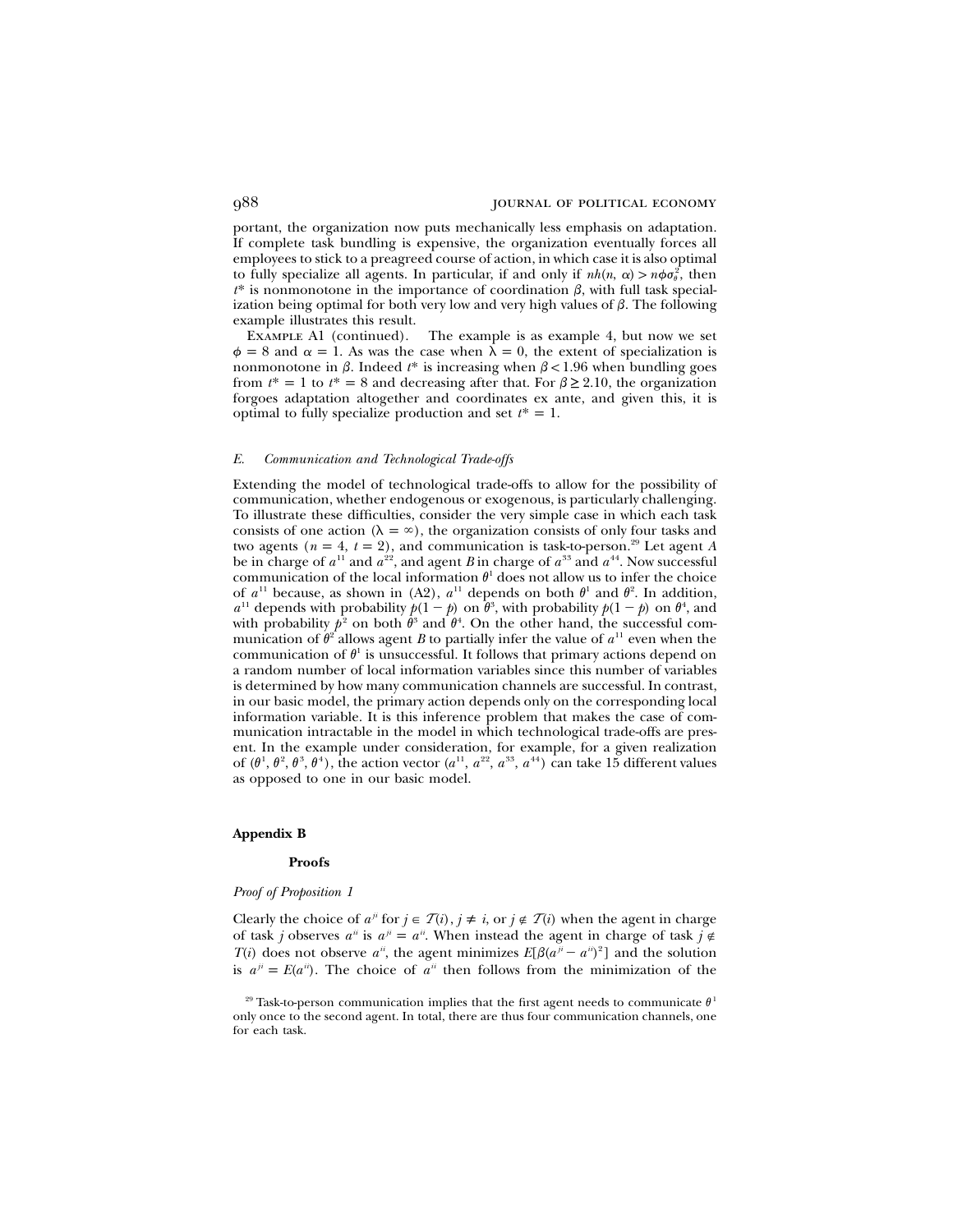portant, the organization now puts mechanically less emphasis on adaptation. If complete task bundling is expensive, the organization eventually forces all employees to stick to a preagreed course of action, in which case it is also optimal to fully specialize all agents. In particular, if and only if $nh(n, \alpha) > n\phi\sigma_\theta^2$, then $t^*$ is nonmonotone in the importance of coordination $\beta$, with full task specialization being optimal for both very low and very high values of $\beta$. The following example illustrates this result.

Example A1 (continued). The example is as example 4, but now we set $\phi = 8$ and $\alpha = 1$. As was the case when $\lambda = 0$, the extent of specialization is nonmonotone in $\beta$. Indeed $t^*$ is increasing when $\beta < 1.96$ when bundling goes from $t^* = 1$ to $t^* = 8$ and decreasing after that. For $\beta \geq 2.10$, the organization forgoes adaptation altogether and coordinates ex ante, and given this, it is optimal to fully specialize production and set $t^* = 1$.

### *E. Communication and Technological Trade-offs*

Extending the model of technological trade-offs to allow for the possibility of communication, whether endogenous or exogenous, is particularly challenging. To illustrate these difficulties, consider the very simple case in which each task consists of one action ($\lambda = \infty$), the organization consists of only four tasks and two agents ($n = 4$, $t = 2$), and communication is task-to-person.[29] Let agent $A$ be in charge of $a^{11}$ and $a^{22}$, and agent $B$ in charge of $a^{33}$ and $a^{44}$. Now successful communication of the local information $\theta^1$ does not allow us to infer the choice of $a^{11}$ because, as shown in (A2), $a^{11}$ depends on both $\theta^1$ and $\theta^2$. In addition, $a^{11}$ depends with probability $p(1-p)$ on $\theta^3$, with probability $p(1-p)$ on $\theta^4$, and with probability $p^2$ on both $\theta^3$ and $\theta^4$. On the other hand, the successful communication of $\theta^2$ allows agent $B$ to partially infer the value of $a^{11}$ even when the communication of $\theta^1$ is unsuccessful. It follows that primary actions depend on a random number of local information variables since this number of variables is determined by how many communication channels are successful. In contrast, in our basic model, the primary action depends only on the corresponding local information variable. It is this inference problem that makes the case of communication intractable in the model in which technological trade-offs are present. In the example under consideration, for example, for a given realization of $(\theta^1, \theta^2, \theta^3, \theta^4)$, the action vector $(a^{11}, a^{22}, a^{33}, a^{44})$ can take 15 different values as opposed to one in our basic model.

## Appendix B

### Proofs

#### *Proof of Proposition 1*

Clearly the choice of $a^{ji}$ for $j \in \mathcal{T}(i)$, $j \neq i$, or $j \notin \mathcal{T}(i)$ when the agent in charge of task $j$ observes $a^{ii}$ is $a^{ji} = a^{ii}$. When instead the agent in charge of task $j \notin \mathcal{T}(i)$ does not observe $a^{ii}$, the agent minimizes $E[\beta(a^{ji} - a^{ii})^2]$ and the solution is $a^{ji} = E(a^{ii})$. The choice of $a^{ii}$ then follows from the minimization of the

[29] Task-to-person communication implies that the first agent needs to communicate $\theta^1$ only once to the second agent. In total, there are thus four communication channels, one for each task.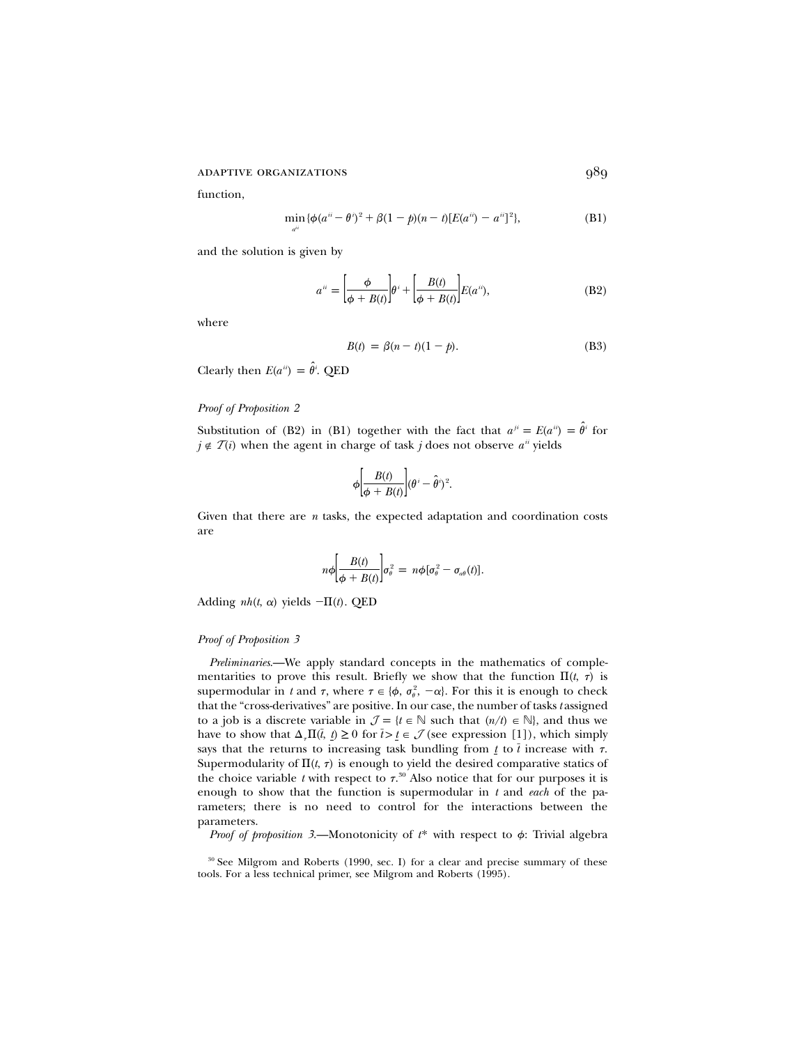function,

$$\min_{a^{ii}} \{\phi(a^{ii} - \theta^i)^2 + \beta(1-p)(n-t)[E(a^{ii}) - a^{ii}]^2\}, \tag{B1}$$

and the solution is given by

$$a^{ii} = \left[\frac{\phi}{\phi + B(t)}\right]\theta^i + \left[\frac{B(t)}{\phi + B(t)}\right]E(a^{ii}), \tag{B2}$$

where

$$B(t) = \beta(n-t)(1-p). \tag{B3}$$

Clearly then $E(a^{ii}) = \hat{\theta}^i$. QED

*Proof of Proposition 2*

Substitution of (B2) in (B1) together with the fact that $a^{ji} = E(a^{ii}) = \hat{\theta}^i$ for $j \notin \mathcal{T}(i)$ when the agent in charge of task $j$ does not observe $a^{ii}$ yields

$$\phi\left[\frac{B(t)}{\phi + B(t)}\right](\theta^i - \hat{\theta}^i)^2.$$

Given that there are $n$ tasks, the expected adaptation and coordination costs are

$$n\phi\left[\frac{B(t)}{\phi + B(t)}\right]\sigma_\theta^2 = n\phi[\sigma_\theta^2 - \sigma_{a\theta}(t)].$$

Adding $nh(t, \alpha)$ yields $-\Pi(t)$. QED

*Proof of Proposition 3*

*Preliminaries.*—We apply standard concepts in the mathematics of complementarities to prove this result. Briefly we show that the function $\Pi(t, \tau)$ is supermodular in $t$ and $\tau$, where $\tau \in \{\phi, \sigma_\theta^2, -\alpha\}$. For this it is enough to check that the "cross-derivatives" are positive. In our case, the number of tasks $t$ assigned to a job is a discrete variable in $\mathcal{J} = \{t \in \mathbb{N}$ such that $(n/t) \in \mathbb{N}\}$, and thus we have to show that $\Delta_\tau \Pi(\bar{t}, \underline{t}) \geq 0$ for $\bar{t} > \underline{t} \in \mathcal{J}$ (see expression [1]), which simply says that the returns to increasing task bundling from $\underline{t}$ to $\bar{t}$ increase with $\tau$. Supermodularity of $\Pi(t, \tau)$ is enough to yield the desired comparative statics of the choice variable $t$ with respect to $\tau$.[30] Also notice that for our purposes it is enough to show that the function is supermodular in $t$ and *each* of the parameters; there is no need to control for the interactions between the parameters.

*Proof of proposition 3.*—Monotonicity of $t^*$ with respect to $\phi$: Trivial algebra

[30] See Milgrom and Roberts (1990, sec. I) for a clear and precise summary of these tools. For a less technical primer, see Milgrom and Roberts (1995).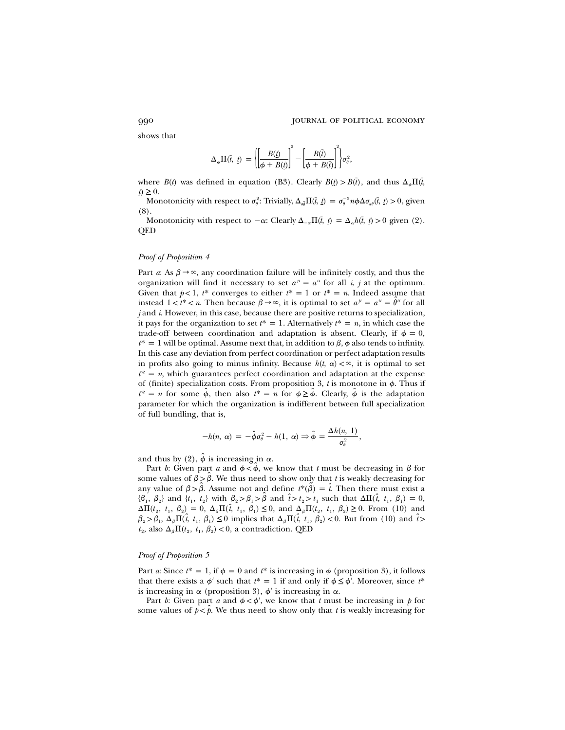shows that

$$\Delta_\phi \Pi(\bar{t}, \underline{t}) = \left\{ \left[ \frac{B(\underline{t})}{\phi + B(\underline{t})} \right]^2 - \left[ \frac{B(\bar{t})}{\phi + B(\bar{t})} \right]^2 \right\} \sigma_\theta^2,$$

where $B(t)$ was defined in equation (B3). Clearly $B(\underline{t}) > B(\bar{t})$, and thus $\Delta_\phi \Pi(\bar{t}, \underline{t}) \geq 0$.

Monotonicity with respect to $\sigma_\theta^2$: Trivially, $\Delta_{\sigma_\theta^2} \Pi(\bar{t}, \underline{t}) = \sigma_\theta^{-2} n \phi \Delta \sigma_{a\theta}(\bar{t}, \underline{t}) > 0$, given (8).

Monotonicity with respect to $-\alpha$: Clearly $\Delta_{-\alpha} \Pi(\bar{t}, \underline{t}) = \Delta_\alpha h(\bar{t}, \underline{t}) > 0$ given (2). QED

*Proof of Proposition 4*

Part *a*: As $\beta \to \infty$, any coordination failure will be infinitely costly, and thus the organization will find it necessary to set $a^{ji} = a^{ii}$ for all $i$, $j$ at the optimum. Given that $p < 1$, $t^*$ converges to either $t^* = 1$ or $t^* = n$. Indeed assume that instead $1 < t^* < n$. Then because $\beta \to \infty$, it is optimal to set $a^{ji} = a^{ii} = \hat{\theta}^{ii}$ for all $j$ and $i$. However, in this case, because there are positive returns to specialization, it pays for the organization to set $t^* = 1$. Alternatively $t^* = n$, in which case the trade-off between coordination and adaptation is absent. Clearly, if $\phi = 0$, $t^* = 1$ will be optimal. Assume next that, in addition to $\beta$, $\phi$ also tends to infinity. In this case any deviation from perfect coordination or perfect adaptation results in profits also going to minus infinity. Because $h(t, \alpha) < \infty$, it is optimal to set $t^* = n$, which guarantees perfect coordination and adaptation at the expense of (finite) specialization costs. From proposition 3, $t$ is monotone in $\phi$. Thus if $t^* = n$ for some $\hat{\phi}$, then also $t^* = n$ for $\phi \geq \hat{\phi}$. Clearly, $\hat{\phi}$ is the adaptation parameter for which the organization is indifferent between full specialization of full bundling, that is,

$$-h(n, \alpha) = -\hat{\phi}\sigma_\theta^2 - h(1, \alpha) \Rightarrow \hat{\phi} = \frac{\Delta h(n, 1)}{\sigma_\theta^2},$$

and thus by (2), $\hat{\phi}$ is increasing in $\alpha$.

Part *b*: Given part *a* and $\phi < \hat{\phi}$, we know that $t$ must be decreasing in $\beta$ for some values of $\beta > \hat{\beta}$. We thus need to show only that $t$ is weakly decreasing for any value of $\beta > \hat{\beta}$. Assume not and define $t^*(\hat{\beta}) = \hat{t}$. Then there must exist a $\{\beta_1, \beta_2\}$ and $\{t_1, t_2\}$ with $\beta_2 > \beta_1 > \hat{\beta}$ and $\hat{t} > t_2 > t_1$ such that $\Delta\Pi(\hat{t}, t_1, \beta_1) = 0$, $\Delta\Pi(t_2, t_1, \beta_2) = 0$, $\Delta_\beta \Pi(\hat{t}, t_1, \beta_1) \leq 0$, and $\Delta_\beta \Pi(t_2, t_1, \beta_2) \geq 0$. From (10) and $\beta_2 > \beta_1$, $\Delta_\beta \Pi(\hat{t}, t_1, \beta_1) \leq 0$ implies that $\Delta_\beta \Pi(\hat{t}, t_1, \beta_2) < 0$. But from (10) and $\hat{t} > t_2$, also $\Delta_\beta \Pi(t_2, t_1, \beta_2) < 0$, a contradiction. QED

*Proof of Proposition 5*

Part *a*: Since $t^* = 1$, if $\phi = 0$ and $t^*$ is increasing in $\phi$ (proposition 3), it follows that there exists a $\phi'$ such that $t^* = 1$ if and only if $\phi \leq \phi'$. Moreover, since $t^*$ is increasing in $\alpha$ (proposition 3), $\phi'$ is increasing in $\alpha$.

Part *b*: Given part *a* and $\phi < \phi'$, we know that $t$ must be increasing in $p$ for some values of $p < \hat{p}$. We thus need to show only that $t$ is weakly increasing for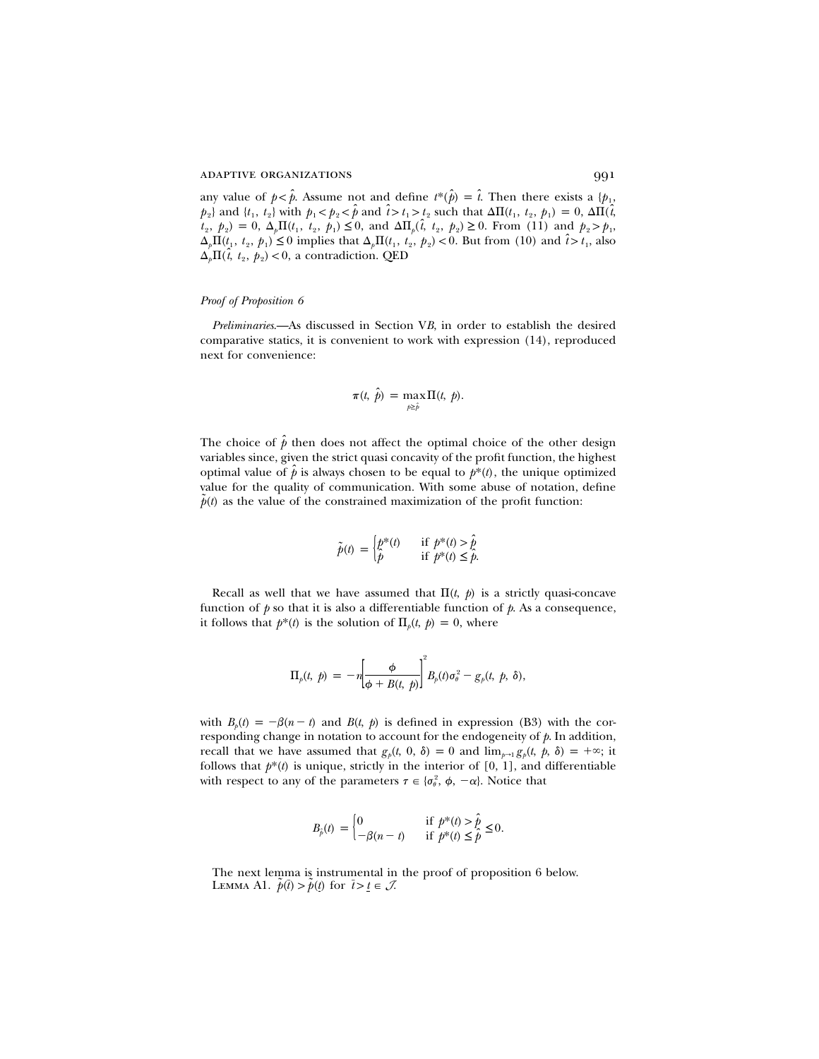any value of $p < \hat{p}$. Assume not and define $t^*(\hat{p}) = \hat{t}$. Then there exists a $\{p_1, p_2\}$ and $\{t_1, t_2\}$ with $p_1 < p_2 < \hat{p}$ and $\hat{t} > t_1 > t_2$ such that $\Delta\Pi(t_1, t_2, p_1) = 0$, $\Delta\Pi(\hat{t}, t_2, p_2) = 0$, $\Delta_p\Pi(t_1, t_2, p_1) \leq 0$, and $\Delta\Pi_p(\hat{t}, t_2, p_2) \geq 0$. From (11) and $p_2 > p_1$, $\Delta_p\Pi(t_1, t_2, p_1) \leq 0$ implies that $\Delta_p\Pi(t_1, t_2, p_2) < 0$. But from (10) and $\hat{t} > t_1$, also $\Delta_p\Pi(\hat{t}, t_2, p_2) < 0$, a contradiction. QED

*Proof of Proposition 6*

*Preliminaries.*—As discussed in Section V*B*, in order to establish the desired comparative statics, it is convenient to work with expression (14), reproduced next for convenience:

$$\pi(t, \hat{p}) = \max_{p \geq \hat{p}} \Pi(t, p).$$

The choice of $\hat{p}$ then does not affect the optimal choice of the other design variables since, given the strict quasi concavity of the profit function, the highest optimal value of $\hat{p}$ is always chosen to be equal to $p^*(t)$, the unique optimized value for the quality of communication. With some abuse of notation, define $\tilde{p}(t)$ as the value of the constrained maximization of the profit function:

$$\tilde{p}(t) = \begin{cases} p^*(t) & \text{if } p^*(t) > \hat{p} \\ \hat{p} & \text{if } p^*(t) \leq \hat{p}. \end{cases}$$

Recall as well that we have assumed that $\Pi(t, p)$ is a strictly quasi-concave function of $p$ so that it is also a differentiable function of $p$. As a consequence, it follows that $p^*(t)$ is the solution of $\Pi_p(t, p) = 0$, where

$$\Pi_p(t, p) = -n\left[\frac{\phi}{\phi + B(t, p)}\right]^2 B_p(t)\sigma_\theta^2 - g_p(t, p, \delta),$$

with $B_p(t) = -\beta(n - t)$ and $B(t, p)$ is defined in expression (B3) with the corresponding change in notation to account for the endogeneity of $p$. In addition, recall that we have assumed that $g_p(t, 0, \delta) = 0$ and $\lim_{p \to 1} g_p(t, p, \delta) = +\infty$; it follows that $p^*(t)$ is unique, strictly in the interior of $[0, 1]$, and differentiable with respect to any of the parameters $\tau \in \{\sigma_\theta^2, \phi, -\alpha\}$. Notice that

$$B_{\hat{p}}(t) = \begin{cases} 0 & \text{if } p^*(t) > \hat{p} \\ -\beta(n - t) & \text{if } p^*(t) \leq \hat{p} \end{cases} \leq 0.$$

The next lemma is instrumental in the proof of proposition 6 below.

LEMMA A1. $\tilde{p}(\bar{t}) > \tilde{p}(\underline{t})$ for $\bar{t} > \underline{t} \in \mathcal{T}$.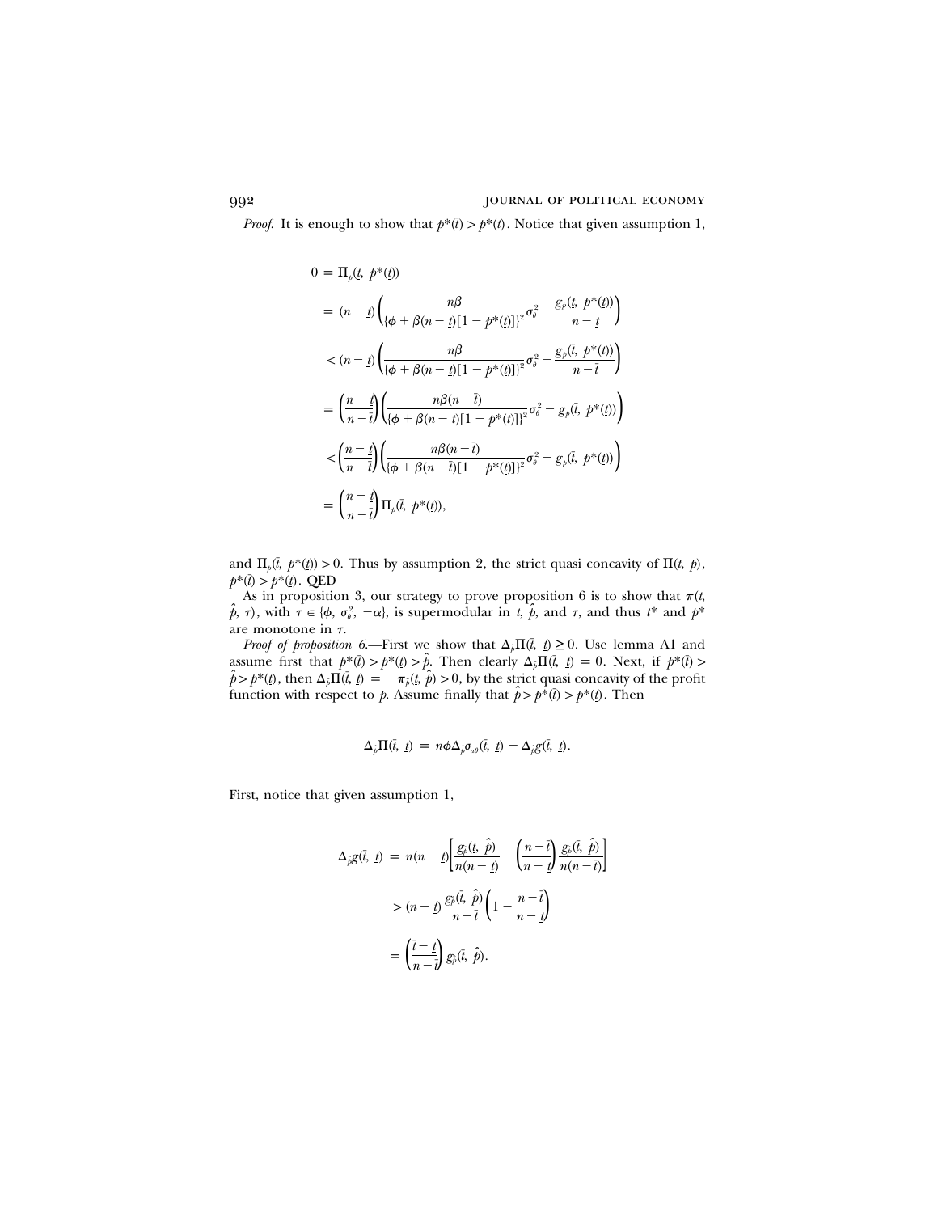*Proof.* It is enough to show that $p^*(\bar{t}) > p^*(\underline{t})$. Notice that given assumption 1,

$$
\begin{aligned}
0 &= \Pi_p(\underline{t},\ p^*(\underline{t})) \\
&= (n-\underline{t})\left(\frac{n\beta}{\{\phi+\beta(n-\underline{t})[1-p^*(\underline{t})]\}^2}\sigma_\theta^2 - \frac{g_p(\underline{t},\ p^*(\underline{t}))}{n-\underline{t}}\right) \\
&< (n-\underline{t})\left(\frac{n\beta}{\{\phi+\beta(n-\underline{t})[1-p^*(\underline{t})]\}^2}\sigma_\theta^2 - \frac{g_p(\bar{t},\ p^*(\underline{t}))}{n-\bar{t}}\right) \\
&= \left(\frac{n-\underline{t}}{n-\bar{t}}\right)\left(\frac{n\beta(n-\bar{t})}{\{\phi+\beta(n-\underline{t})[1-p^*(\underline{t})]\}^2}\sigma_\theta^2 - g_p(\bar{t},\ p^*(\underline{t}))\right) \\
&< \left(\frac{n-\underline{t}}{n-\bar{t}}\right)\left(\frac{n\beta(n-\bar{t})}{\{\phi+\beta(n-\bar{t})[1-p^*(\underline{t})]\}^2}\sigma_\theta^2 - g_p(\bar{t},\ p^*(\underline{t}))\right) \\
&= \left(\frac{n-\underline{t}}{n-\bar{t}}\right)\Pi_p(\bar{t},\ p^*(\underline{t})),
\end{aligned}
$$

and $\Pi_p(\bar{t},\ p^*(\underline{t})) > 0$. Thus by assumption 2, the strict quasi concavity of $\Pi(t,\ p)$, $p^*(\bar{t}) > p^*(\underline{t})$. QED

As in proposition 3, our strategy to prove proposition 6 is to show that $\pi(t,\ \hat{p},\ \tau)$, with $\tau \in \{\phi,\ \sigma_\theta^2,\ -\alpha\}$, is supermodular in $t$, $\hat{p}$, and $\tau$, and thus $t^*$ and $p^*$ are monotone in $\tau$.

*Proof of proposition 6.*—First we show that $\Delta_{\hat{p}}\Pi(\bar{t},\ \underline{t}) \geq 0$. Use lemma A1 and assume first that $p^*(\bar{t}) > p^*(\underline{t}) > \hat{p}$. Then clearly $\Delta_{\hat{p}}\Pi(\bar{t},\ \underline{t}) = 0$. Next, if $p^*(\bar{t}) > \hat{p} > p^*(\underline{t})$, then $\Delta_{\hat{p}}\Pi(\bar{t},\ \underline{t}) = -\pi_{\hat{p}}(\underline{t},\ \hat{p}) > 0$, by the strict quasi concavity of the profit function with respect to $p$. Assume finally that $\hat{p} > p^*(\bar{t}) > p^*(\underline{t})$. Then

$$
\Delta_{\hat{p}}\Pi(\bar{t},\ \underline{t}) = n\phi\Delta_{\hat{p}}\sigma_{a\theta}(\bar{t},\ \underline{t}) - \Delta_{\hat{p}}g(\bar{t},\ \underline{t}).
$$

First, notice that given assumption 1,

$$
\begin{aligned}
-\Delta_{\hat{p}}g(\bar{t},\ \underline{t}) &= n(n-\underline{t})\left[\frac{g_{\hat{p}}(\underline{t},\ \hat{p})}{n(n-\underline{t})} - \left(\frac{n-\bar{t}}{n-\underline{t}}\right)\frac{g_{\hat{p}}(\bar{t},\ \hat{p})}{n(n-\bar{t})}\right] \\
&> (n-\underline{t})\,\frac{g_{\hat{p}}(\bar{t},\ \hat{p})}{n-\bar{t}}\left(1-\frac{n-\bar{t}}{n-\underline{t}}\right) \\
&= \left(\frac{\bar{t}-\underline{t}}{n-\bar{t}}\right)g_{\hat{p}}(\bar{t},\ \hat{p}).
\end{aligned}
$$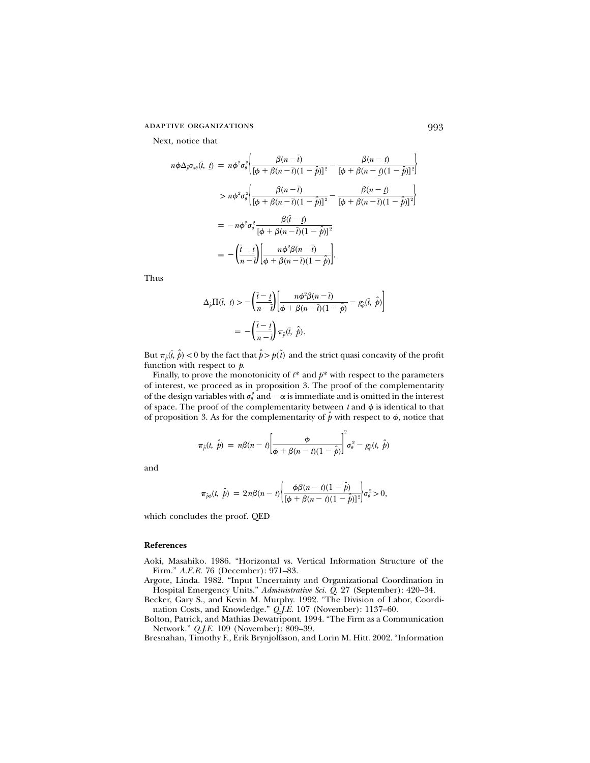Next, notice that

$$
\begin{aligned}
n\phi\Delta_{\hat{p}}\sigma_{a\theta}(\bar{t},\ \underline{t}) &= n\phi^2\sigma_\theta^2\left\{\frac{\beta(n-\bar{t})}{[\phi+\beta(n-\bar{t})(1-\hat{p})]^2} - \frac{\beta(n-\underline{t})}{[\phi+\beta(n-\underline{t})(1-\hat{p})]^2}\right\} \\
&> n\phi^2\sigma_\theta^2\left\{\frac{\beta(n-\bar{t})}{[\phi+\beta(n-\bar{t})(1-\hat{p})]^2} - \frac{\beta(n-\underline{t})}{[\phi+\beta(n-\bar{t})(1-\hat{p})]^2}\right\} \\
&= -n\phi^2\sigma_\theta^2\frac{\beta(\bar{t}-\underline{t})}{[\phi+\beta(n-\bar{t})(1-\hat{p})]^2} \\
&= -\left(\frac{\bar{t}-\underline{t}}{n-\bar{t}}\right)\left[\frac{n\phi^2\beta(n-\bar{t})}{\phi+\beta(n-\bar{t})(1-\hat{p})}\right].
\end{aligned}
$$

Thus

$$
\begin{aligned}
\Delta_{\hat{p}}\Pi(\bar{t},\ \underline{t}) &> -\left(\frac{\bar{t}-\underline{t}}{n-\bar{t}}\right)\left[\frac{n\phi^2\beta(n-\bar{t})}{\phi+\beta(n-\bar{t})(1-\hat{p})} - g_{\hat{p}}(\bar{t},\ \hat{p})\right] \\
&= -\left(\frac{\bar{t}-\underline{t}}{n-\bar{t}}\right)\pi_{\hat{p}}(\bar{t},\ \hat{p}).
\end{aligned}
$$

But $\pi_{\hat{p}}(\bar{t},\ \hat{p}) < 0$ by the fact that $\hat{p} > p(\bar{t})$ and the strict quasi concavity of the profit function with respect to $p$.

Finally, to prove the monotonicity of $t^*$ and $p^*$ with respect to the parameters of interest, we proceed as in proposition 3. The proof of the complementarity of the design variables with $\sigma_\theta^2$ and $-\alpha$ is immediate and is omitted in the interest of space. The proof of the complementarity between $t$ and $\phi$ is identical to that of proposition 3. As for the complementarity of $\hat{p}$ with respect to $\phi$, notice that

$$
\pi_{\hat{p}}(t,\ \hat{p}) = n\beta(n-t)\left[\frac{\phi}{\phi+\beta(n-t)(1-\hat{p})}\right]^2\sigma_\theta^2 - g_{\hat{p}}(t,\ \hat{p})
$$

and

$$
\pi_{\hat{p}\phi}(t,\ \hat{p}) = 2n\beta(n-t)\left\{\frac{\phi\beta(n-t)(1-\hat{p})}{[\phi+\beta(n-t)(1-\hat{p})]^2}\right\}\sigma_\theta^2 > 0,
$$

which concludes the proof. QED

## References

Aoki, Masahiko. 1986. "Horizontal vs. Vertical Information Structure of the Firm." *A.E.R.* 76 (December): 971–83.

Argote, Linda. 1982. "Input Uncertainty and Organizational Coordination in Hospital Emergency Units." *Administrative Sci. Q.* 27 (September): 420–34.

Becker, Gary S., and Kevin M. Murphy. 1992. "The Division of Labor, Coordination Costs, and Knowledge." *Q.J.E.* 107 (November): 1137–60.

Bolton, Patrick, and Mathias Dewatripont. 1994. "The Firm as a Communication Network." *Q.J.E.* 109 (November): 809–39.

Bresnahan, Timothy F., Erik Brynjolfsson, and Lorin M. Hitt. 2002. "Information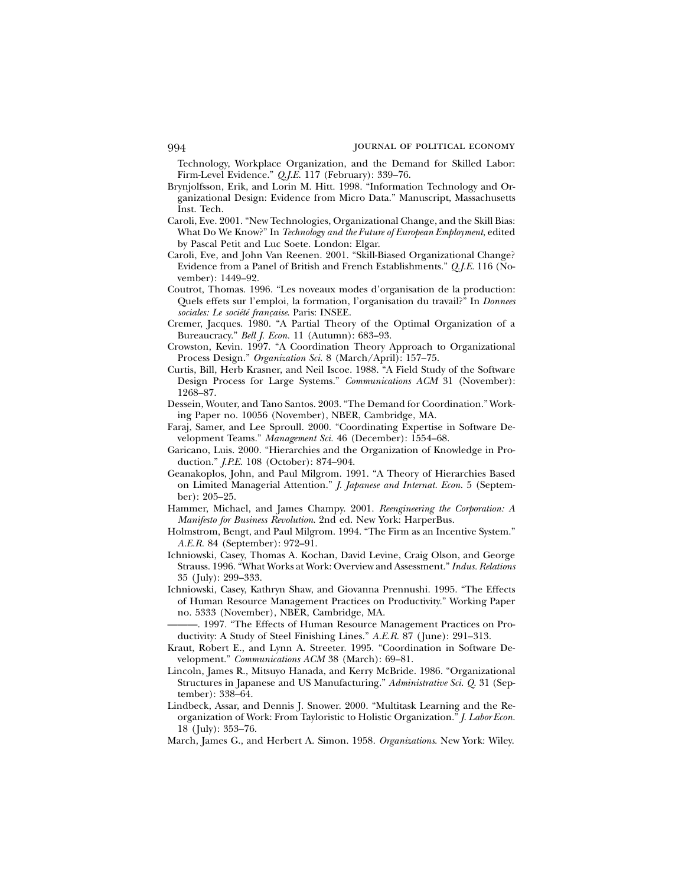Technology, Workplace Organization, and the Demand for Skilled Labor: Firm-Level Evidence." *Q.J.E.* 117 (February): 339–76.

Brynjolfsson, Erik, and Lorin M. Hitt. 1998. "Information Technology and Organizational Design: Evidence from Micro Data." Manuscript, Massachusetts Inst. Tech.

Caroli, Eve. 2001. "New Technologies, Organizational Change, and the Skill Bias: What Do We Know?" In *Technology and the Future of European Employment*, edited by Pascal Petit and Luc Soete. London: Elgar.

Caroli, Eve, and John Van Reenen. 2001. "Skill-Biased Organizational Change? Evidence from a Panel of British and French Establishments." *Q.J.E.* 116 (November): 1449–92.

Coutrot, Thomas. 1996. "Les noveaux modes d'organisation de la production: Quels effets sur l'emploi, la formation, l'organisation du travail?" In *Donnees sociales: Le société française*. Paris: INSEE.

Cremer, Jacques. 1980. "A Partial Theory of the Optimal Organization of a Bureaucracy." *Bell J. Econ.* 11 (Autumn): 683–93.

Crowston, Kevin. 1997. "A Coordination Theory Approach to Organizational Process Design." *Organization Sci.* 8 (March/April): 157–75.

Curtis, Bill, Herb Krasner, and Neil Iscoe. 1988. "A Field Study of the Software Design Process for Large Systems." *Communications ACM* 31 (November): 1268–87.

Dessein, Wouter, and Tano Santos. 2003. "The Demand for Coordination." Working Paper no. 10056 (November), NBER, Cambridge, MA.

Faraj, Samer, and Lee Sproull. 2000. "Coordinating Expertise in Software Development Teams." *Management Sci.* 46 (December): 1554–68.

Garicano, Luis. 2000. "Hierarchies and the Organization of Knowledge in Production." *J.P.E.* 108 (October): 874–904.

Geanakoplos, John, and Paul Milgrom. 1991. "A Theory of Hierarchies Based on Limited Managerial Attention." *J. Japanese and Internat. Econ.* 5 (September): 205–25.

Hammer, Michael, and James Champy. 2001. *Reengineering the Corporation: A Manifesto for Business Revolution*. 2nd ed. New York: HarperBus.

Holmstrom, Bengt, and Paul Milgrom. 1994. "The Firm as an Incentive System." *A.E.R.* 84 (September): 972–91.

Ichniowski, Casey, Thomas A. Kochan, David Levine, Craig Olson, and George Strauss. 1996. "What Works at Work: Overview and Assessment." *Indus. Relations* 35 (July): 299–333.

Ichniowski, Casey, Kathryn Shaw, and Giovanna Prennushi. 1995. "The Effects of Human Resource Management Practices on Productivity." Working Paper no. 5333 (November), NBER, Cambridge, MA.

———. 1997. "The Effects of Human Resource Management Practices on Productivity: A Study of Steel Finishing Lines." *A.E.R.* 87 (June): 291–313.

Kraut, Robert E., and Lynn A. Streeter. 1995. "Coordination in Software Development." *Communications ACM* 38 (March): 69–81.

Lincoln, James R., Mitsuyo Hanada, and Kerry McBride. 1986. "Organizational Structures in Japanese and US Manufacturing." *Administrative Sci. Q.* 31 (September): 338–64.

Lindbeck, Assar, and Dennis J. Snower. 2000. "Multitask Learning and the Reorganization of Work: From Tayloristic to Holistic Organization." *J. Labor Econ.* 18 (July): 353–76.

March, James G., and Herbert A. Simon. 1958. *Organizations*. New York: Wiley.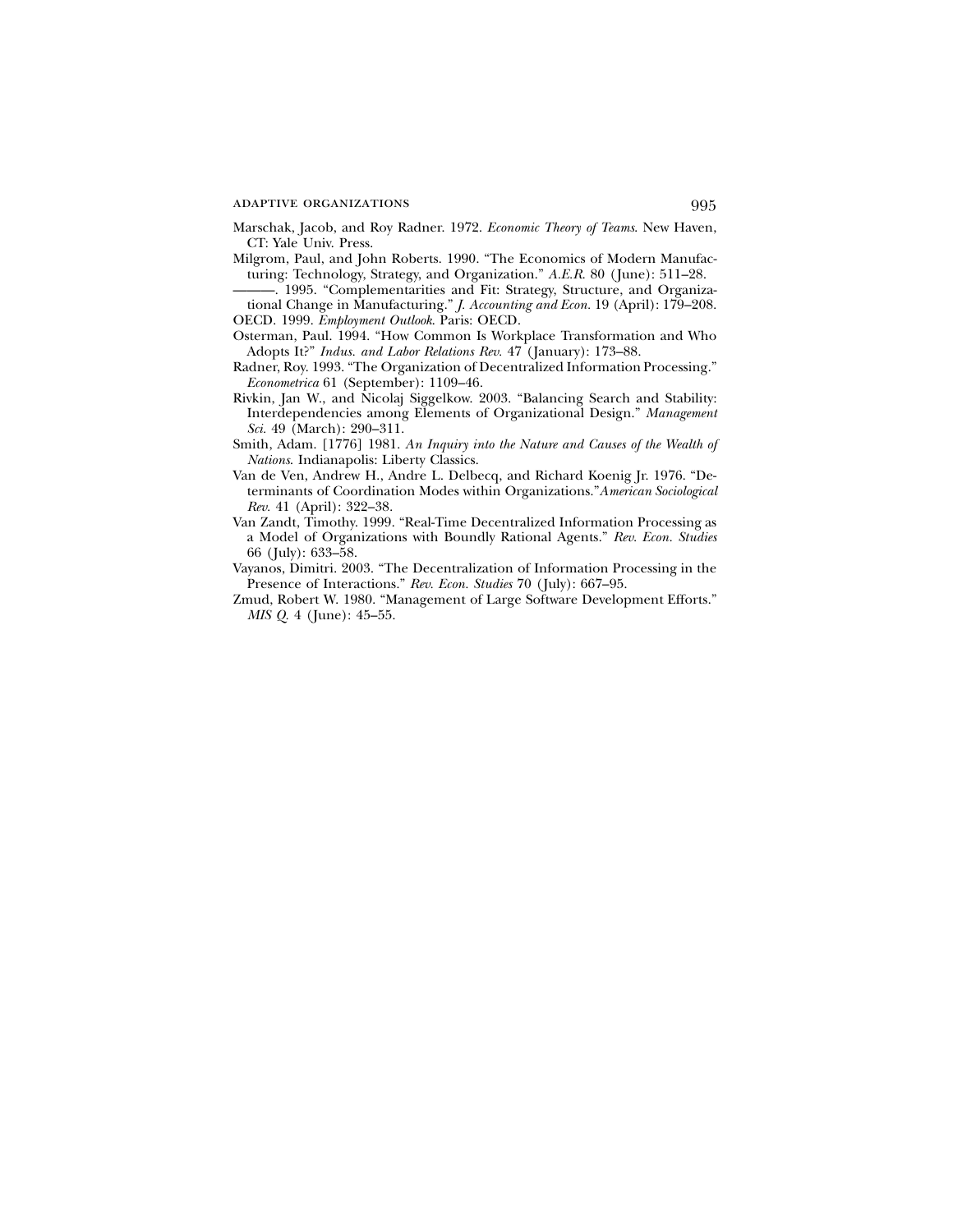Marschak, Jacob, and Roy Radner. 1972. *Economic Theory of Teams*. New Haven, CT: Yale Univ. Press.

Milgrom, Paul, and John Roberts. 1990. "The Economics of Modern Manufacturing: Technology, Strategy, and Organization." *A.E.R.* 80 (June): 511–28.

———. 1995. "Complementarities and Fit: Strategy, Structure, and Organizational Change in Manufacturing." *J. Accounting and Econ.* 19 (April): 179–208.

OECD. 1999. *Employment Outlook*. Paris: OECD.

Osterman, Paul. 1994. "How Common Is Workplace Transformation and Who Adopts It?" *Indus. and Labor Relations Rev.* 47 (January): 173–88.

Radner, Roy. 1993. "The Organization of Decentralized Information Processing." *Econometrica* 61 (September): 1109–46.

Rivkin, Jan W., and Nicolaj Siggelkow. 2003. "Balancing Search and Stability: Interdependencies among Elements of Organizational Design." *Management Sci.* 49 (March): 290–311.

Smith, Adam. [1776] 1981. *An Inquiry into the Nature and Causes of the Wealth of Nations*. Indianapolis: Liberty Classics.

Van de Ven, Andrew H., Andre L. Delbecq, and Richard Koenig Jr. 1976. "Determinants of Coordination Modes within Organizations."*American Sociological Rev.* 41 (April): 322–38.

Van Zandt, Timothy. 1999. "Real-Time Decentralized Information Processing as a Model of Organizations with Boundly Rational Agents." *Rev. Econ. Studies* 66 (July): 633–58.

Vayanos, Dimitri. 2003. "The Decentralization of Information Processing in the Presence of Interactions." *Rev. Econ. Studies* 70 (July): 667–95.

Zmud, Robert W. 1980. "Management of Large Software Development Efforts." *MIS Q.* 4 (June): 45–55.